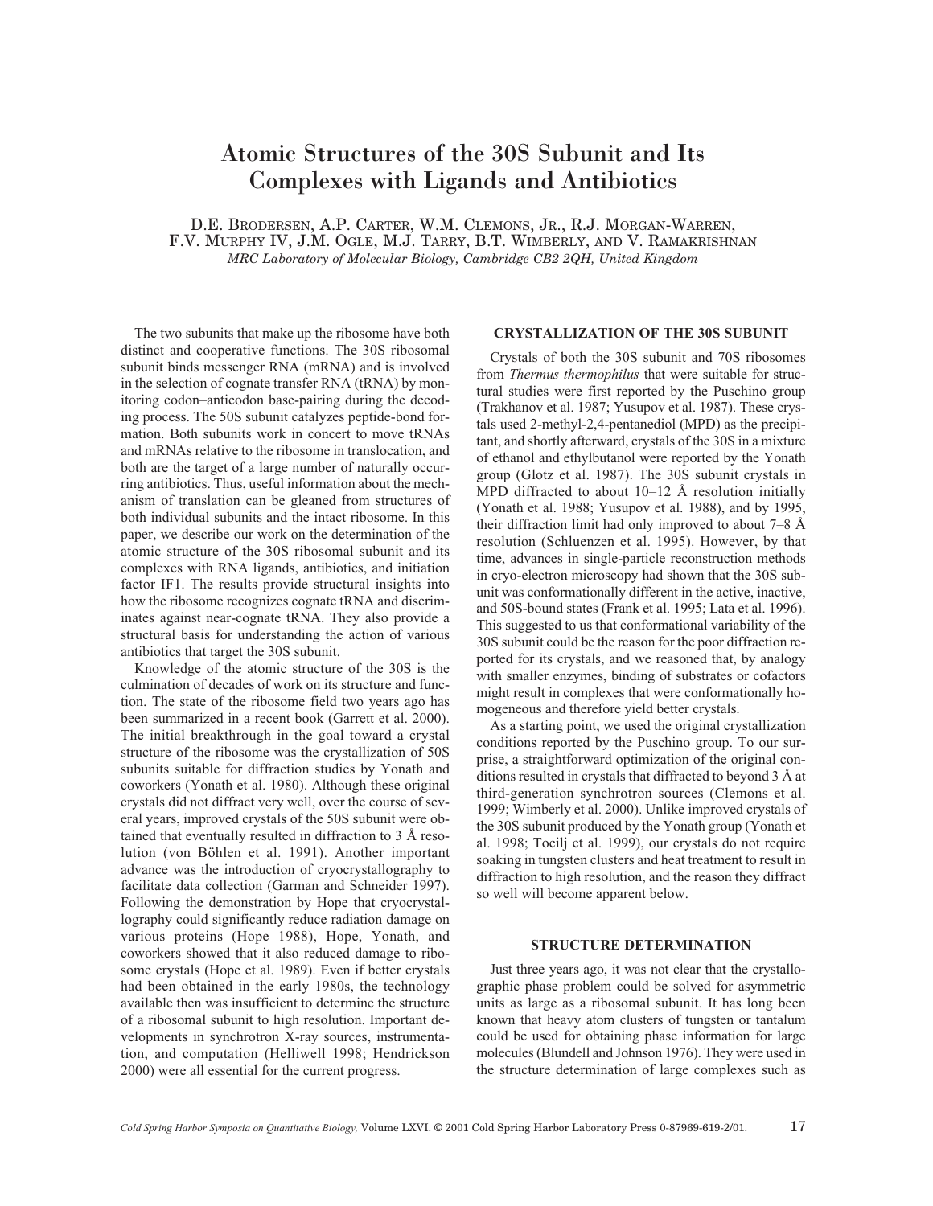# Atomic Structures of the 30S Subunit and Its Complexes with Ligands and Antibiotics

D.E. Brodersen, A.P. Carter, W.M. Clemons, Jr., R.J. Morgan-Warren, F.V. Murphy IV, J.M. Ogle, M.J. Tarry, B.T. Wimberly, and V. Ramakrishnan

*MRC Laboratory of Molecular Biology, Cambridge CB2 2QH, United Kingdom*

The two subunits that make up the ribosome have both distinct and cooperative functions. The 30S ribosomal subunit binds messenger RNA (mRNA) and is involved in the selection of cognate transfer RNA (tRNA) by monitoring codon–anticodon base-pairing during the decoding process. The 50S subunit catalyzes peptide-bond formation. Both subunits work in concert to move tRNAs and mRNAs relative to the ribosome in translocation, and both are the target of a large number of naturally occurring antibiotics. Thus, useful information about the mechanism of translation can be gleaned from structures of both individual subunits and the intact ribosome. In this paper, we describe our work on the determination of the atomic structure of the 30S ribosomal subunit and its complexes with RNA ligands, antibiotics, and initiation factor IF1. The results provide structural insights into how the ribosome recognizes cognate tRNA and discriminates against near-cognate tRNA. They also provide a structural basis for understanding the action of various antibiotics that target the 30S subunit.

Knowledge of the atomic structure of the 30S is the culmination of decades of work on its structure and function. The state of the ribosome field two years ago has been summarized in a recent book (Garrett et al. 2000). The initial breakthrough in the goal toward a crystal structure of the ribosome was the crystallization of 50S subunits suitable for diffraction studies by Yonath and coworkers (Yonath et al. 1980). Although these original crystals did not diffract very well, over the course of several years, improved crystals of the 50S subunit were obtained that eventually resulted in diffraction to 3 Å resolution (von Böhlen et al. 1991). Another important advance was the introduction of cryocrystallography to facilitate data collection (Garman and Schneider 1997). Following the demonstration by Hope that cryocrystallography could significantly reduce radiation damage on various proteins (Hope 1988), Hope, Yonath, and coworkers showed that it also reduced damage to ribosome crystals (Hope et al. 1989). Even if better crystals had been obtained in the early 1980s, the technology available then was insufficient to determine the structure of a ribosomal subunit to high resolution. Important developments in synchrotron X-ray sources, instrumentation, and computation (Helliwell 1998; Hendrickson 2000) were all essential for the current progress.

## CRYSTALLIZATION OF THE 30S SUBUNIT

Crystals of both the 30S subunit and 70S ribosomes from *Thermus thermophilus* that were suitable for structural studies were first reported by the Puschino group (Trakhanov et al. 1987; Yusupov et al. 1987). These crystals used 2-methyl-2,4-pentanediol (MPD) as the precipitant, and shortly afterward, crystals of the 30S in a mixture of ethanol and ethylbutanol were reported by the Yonath group (Glotz et al. 1987). The 30S subunit crystals in MPD diffracted to about 10–12 Å resolution initially (Yonath et al. 1988; Yusupov et al. 1988), and by 1995, their diffraction limit had only improved to about 7–8 Å resolution (Schluenzen et al. 1995). However, by that time, advances in single-particle reconstruction methods in cryo-electron microscopy had shown that the 30S subunit was conformationally different in the active, inactive, and 50S-bound states (Frank et al. 1995; Lata et al. 1996). This suggested to us that conformational variability of the 30S subunit could be the reason for the poor diffraction reported for its crystals, and we reasoned that, by analogy with smaller enzymes, binding of substrates or cofactors might result in complexes that were conformationally homogeneous and therefore yield better crystals.

As a starting point, we used the original crystallization conditions reported by the Puschino group. To our surprise, a straightforward optimization of the original conditions resulted in crystals that diffracted to beyond 3 Å at third-generation synchrotron sources (Clemons et al. 1999; Wimberly et al. 2000). Unlike improved crystals of the 30S subunit produced by the Yonath group (Yonath et al. 1998; Tocilj et al. 1999), our crystals do not require soaking in tungsten clusters and heat treatment to result in diffraction to high resolution, and the reason they diffract so well will become apparent below.

## STRUCTURE DETERMINATION

Just three years ago, it was not clear that the crystallographic phase problem could be solved for asymmetric units as large as a ribosomal subunit. It has long been known that heavy atom clusters of tungsten or tantalum could be used for obtaining phase information for large molecules (Blundell and Johnson 1976). They were used in the structure determination of large complexes such as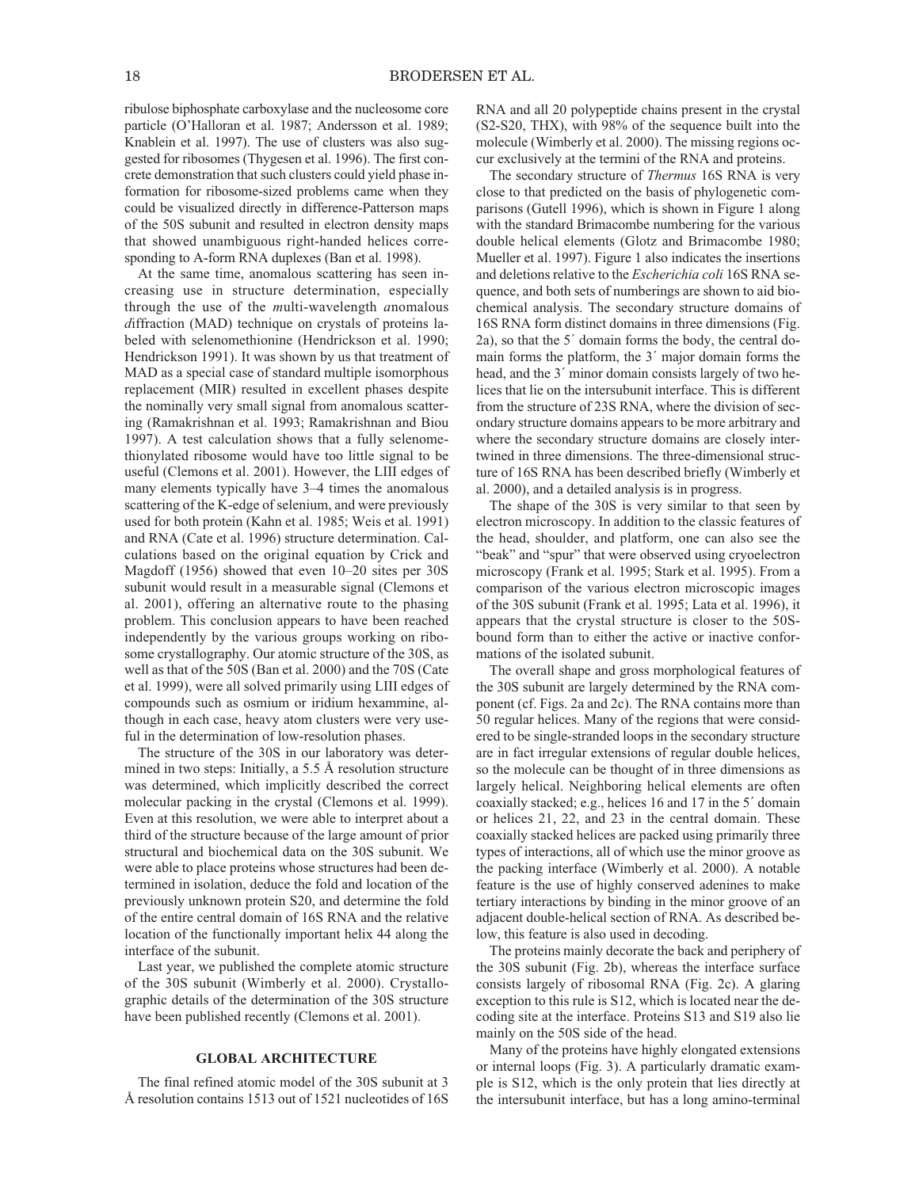ribulose biphosphate carboxylase and the nucleosome core particle (O'Halloran et al. 1987; Andersson et al. 1989; Knablein et al. 1997). The use of clusters was also suggested for ribosomes (Thygesen et al. 1996). The first concrete demonstration that such clusters could yield phase information for ribosome-sized problems came when they could be visualized directly in difference-Patterson maps of the 50S subunit and resulted in electron density maps that showed unambiguous right-handed helices corresponding to A-form RNA duplexes (Ban et al. 1998).

At the same time, anomalous scattering has seen increasing use in structure determination, especially through the use of the *m*ulti-wavelength *a*nomalous *d*iffraction (MAD) technique on crystals of proteins labeled with selenomethionine (Hendrickson et al. 1990; Hendrickson 1991). It was shown by us that treatment of MAD as a special case of standard multiple isomorphous replacement (MIR) resulted in excellent phases despite the nominally very small signal from anomalous scattering (Ramakrishnan et al. 1993; Ramakrishnan and Biou 1997). A test calculation shows that a fully selenomethionylated ribosome would have too little signal to be useful (Clemons et al. 2001). However, the LIII edges of many elements typically have 3–4 times the anomalous scattering of the K-edge of selenium, and were previously used for both protein (Kahn et al. 1985; Weis et al. 1991) and RNA (Cate et al. 1996) structure determination. Calculations based on the original equation by Crick and Magdoff (1956) showed that even 10–20 sites per 30S subunit would result in a measurable signal (Clemons et al. 2001), offering an alternative route to the phasing problem. This conclusion appears to have been reached independently by the various groups working on ribosome crystallography. Our atomic structure of the 30S, as well as that of the 50S (Ban et al. 2000) and the 70S (Cate et al. 1999), were all solved primarily using LIII edges of compounds such as osmium or iridium hexammine, although in each case, heavy atom clusters were very useful in the determination of low-resolution phases.

The structure of the 30S in our laboratory was determined in two steps: Initially, a 5.5 Å resolution structure was determined, which implicitly described the correct molecular packing in the crystal (Clemons et al. 1999). Even at this resolution, we were able to interpret about a third of the structure because of the large amount of prior structural and biochemical data on the 30S subunit. We were able to place proteins whose structures had been determined in isolation, deduce the fold and location of the previously unknown protein S20, and determine the fold of the entire central domain of 16S RNA and the relative location of the functionally important helix 44 along the interface of the subunit.

Last year, we published the complete atomic structure of the 30S subunit (Wimberly et al. 2000). Crystallographic details of the determination of the 30S structure have been published recently (Clemons et al. 2001).

## GLOBAL ARCHITECTURE

The final refined atomic model of the 30S subunit at 3 Å resolution contains 1513 out of 1521 nucleotides of 16S RNA and all 20 polypeptide chains present in the crystal (S2-S20, THX), with 98% of the sequence built into the molecule (Wimberly et al. 2000). The missing regions occur exclusively at the termini of the RNA and proteins.

The secondary structure of *Thermus* 16S RNA is very close to that predicted on the basis of phylogenetic comparisons (Gutell 1996), which is shown in Figure 1 along with the standard Brimacombe numbering for the various double helical elements (Glotz and Brimacombe 1980; Mueller et al. 1997). Figure 1 also indicates the insertions and deletions relative to the *Escherichia coli* 16S RNA sequence, and both sets of numberings are shown to aid biochemical analysis. The secondary structure domains of 16S RNA form distinct domains in three dimensions (Fig. 2a), so that the 5´ domain forms the body, the central domain forms the platform, the 3´ major domain forms the head, and the 3´ minor domain consists largely of two helices that lie on the intersubunit interface. This is different from the structure of 23S RNA, where the division of secondary structure domains appears to be more arbitrary and where the secondary structure domains are closely intertwined in three dimensions. The three-dimensional structure of 16S RNA has been described briefly (Wimberly et al. 2000), and a detailed analysis is in progress.

The shape of the 30S is very similar to that seen by electron microscopy. In addition to the classic features of the head, shoulder, and platform, one can also see the "beak" and "spur" that were observed using cryoelectron microscopy (Frank et al. 1995; Stark et al. 1995). From a comparison of the various electron microscopic images of the 30S subunit (Frank et al. 1995; Lata et al. 1996), it appears that the crystal structure is closer to the 50S-bound form than to either the active or inactive conformations of the isolated subunit.

The overall shape and gross morphological features of the 30S subunit are largely determined by the RNA component (cf. Figs. 2a and 2c). The RNA contains more than 50 regular helices. Many of the regions that were considered to be single-stranded loops in the secondary structure are in fact irregular extensions of regular double helices, so the molecule can be thought of in three dimensions as largely helical. Neighboring helical elements are often coaxially stacked; e.g., helices 16 and 17 in the 5´ domain or helices 21, 22, and 23 in the central domain. These coaxially stacked helices are packed using primarily three types of interactions, all of which use the minor groove as the packing interface (Wimberly et al. 2000). A notable feature is the use of highly conserved adenines to make tertiary interactions by binding in the minor groove of an adjacent double-helical section of RNA. As described below, this feature is also used in decoding.

The proteins mainly decorate the back and periphery of the 30S subunit (Fig. 2b), whereas the interface surface consists largely of ribosomal RNA (Fig. 2c). A glaring exception to this rule is S12, which is located near the decoding site at the interface. Proteins S13 and S19 also lie mainly on the 50S side of the head.

Many of the proteins have highly elongated extensions or internal loops (Fig. 3). A particularly dramatic example is S12, which is the only protein that lies directly at the intersubunit interface, but has a long amino-terminal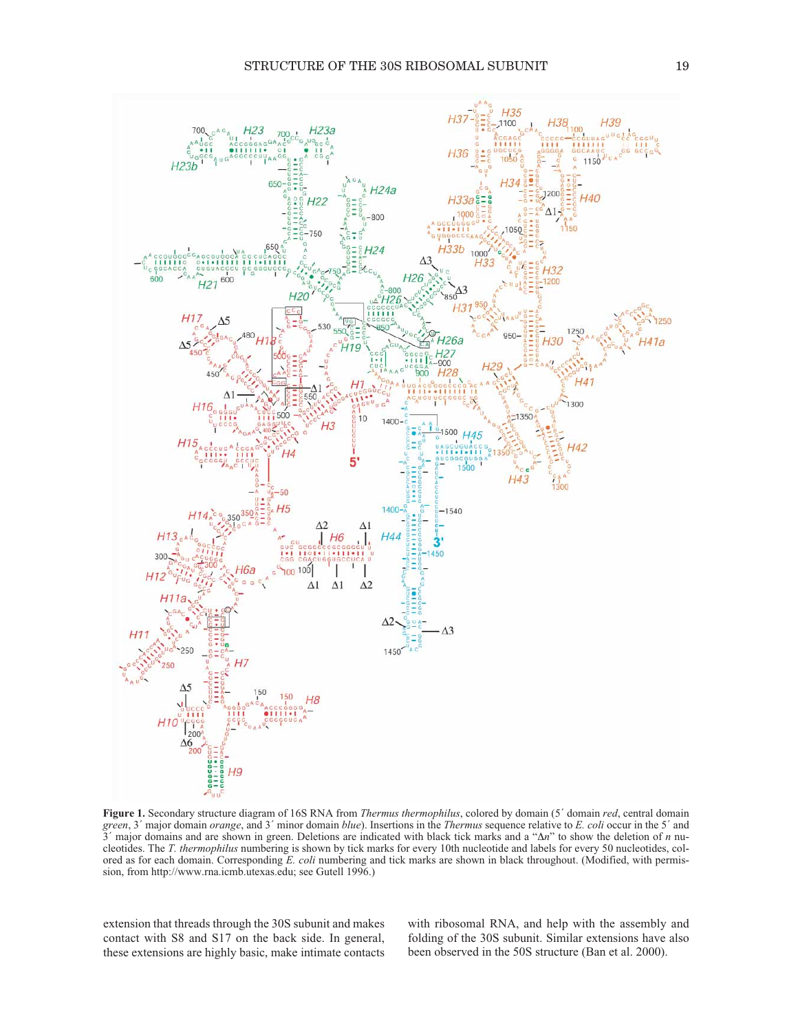**Figure 1.** Secondary structure diagram of 16S RNA from *Thermus thermophilus*, colored by domain (5′ domain *red*, central domain *green*, 3′ major domain *orange*, and 3′ minor domain *blue*). Insertions in the *Thermus* sequence relative to *E. coli* occur in the 5′ and 3′ major domains and are shown in green. Deletions are indicated with black tick marks and a "Δ*n*" to show the deletion of *n* nucleotides. The *T. thermophilus* numbering is shown by tick marks for every 10th nucleotide and labels for every 50 nucleotides, colored as for each domain. Corresponding *E. coli* numbering and tick marks are shown in black throughout. (Modified, with permission, from http://www.rna.icmb.utexas.edu; see Gutell 1996.)

extension that threads through the 30S subunit and makes contact with S8 and S17 on the back side. In general, these extensions are highly basic, make intimate contacts with ribosomal RNA, and help with the assembly and folding of the 30S subunit. Similar extensions have also been observed in the 50S structure (Ban et al. 2000).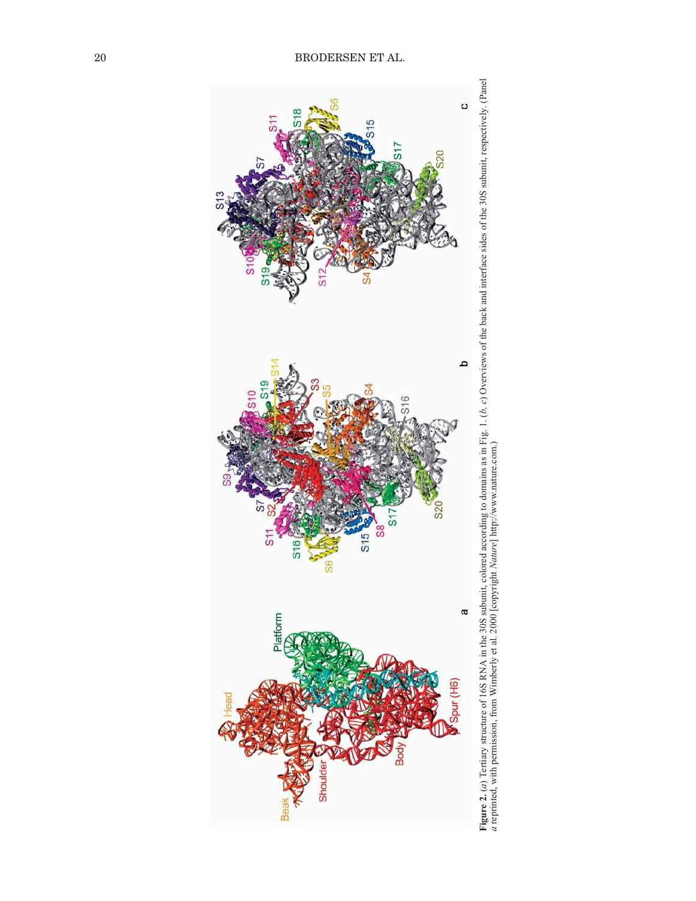**Figure 2.** (*a*) Tertiary structure of 16S RNA in the 30S subunit, colored according to domains as in Fig. 1. (*b, c*) Overviews of the back and interface sides of the 30S subunit, respectively. (Panel *a* reprinted, with permission, from Wimberly et al. 2000 [copyright *Nature*] http://www.nature.com.)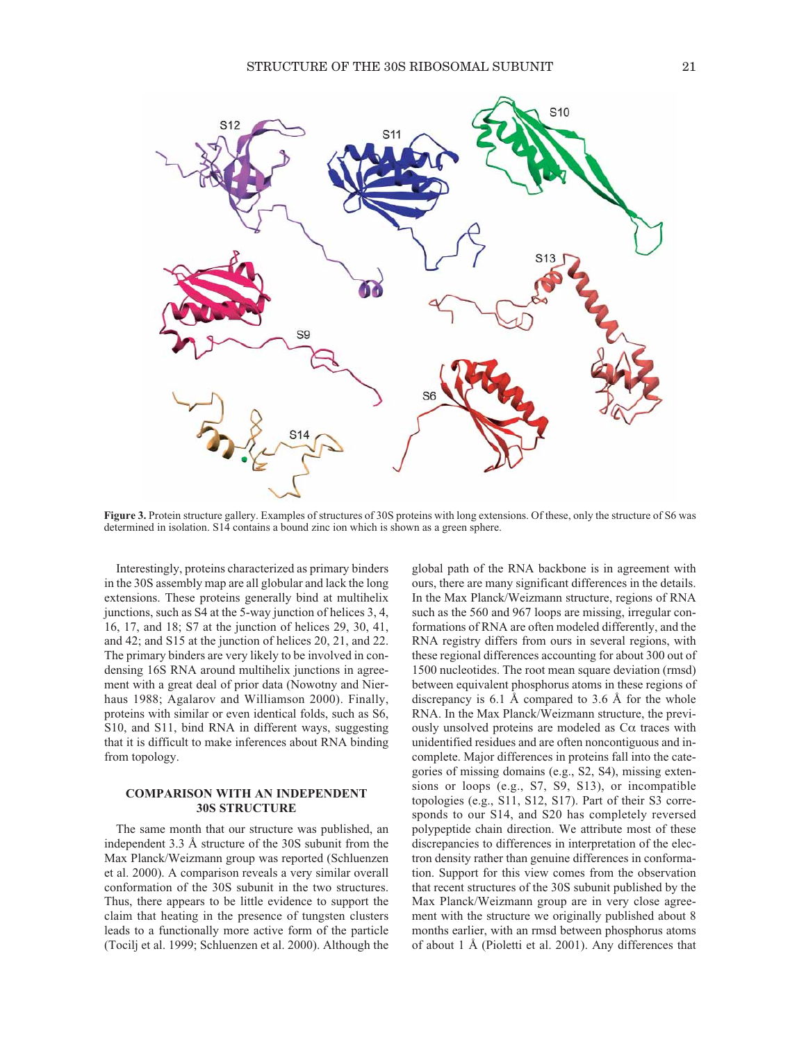Figure 3. Protein structure gallery. Examples of structures of 30S proteins with long extensions. Of these, only the structure of S6 was determined in isolation. S14 contains a bound zinc ion which is shown as a green sphere.

Interestingly, proteins characterized as primary binders in the 30S assembly map are all globular and lack the long extensions. These proteins generally bind at multihelix junctions, such as S4 at the 5-way junction of helices 3, 4, 16, 17, and 18; S7 at the junction of helices 29, 30, 41, and 42; and S15 at the junction of helices 20, 21, and 22. The primary binders are very likely to be involved in condensing 16S RNA around multihelix junctions in agreement with a great deal of prior data (Nowotny and Nierhaus 1988; Agalarov and Williamson 2000). Finally, proteins with similar or even identical folds, such as S6, S10, and S11, bind RNA in different ways, suggesting that it is difficult to make inferences about RNA binding from topology.

## COMPARISON WITH AN INDEPENDENT 30S STRUCTURE

The same month that our structure was published, an independent 3.3 Å structure of the 30S subunit from the Max Planck/Weizmann group was reported (Schluenzen et al. 2000). A comparison reveals a very similar overall conformation of the 30S subunit in the two structures. Thus, there appears to be little evidence to support the claim that heating in the presence of tungsten clusters leads to a functionally more active form of the particle (Tocilj et al. 1999; Schluenzen et al. 2000). Although the global path of the RNA backbone is in agreement with ours, there are many significant differences in the details. In the Max Planck/Weizmann structure, regions of RNA such as the 560 and 967 loops are missing, irregular conformations of RNA are often modeled differently, and the RNA registry differs from ours in several regions, with these regional differences accounting for about 300 out of 1500 nucleotides. The root mean square deviation (rmsd) between equivalent phosphorus atoms in these regions of discrepancy is 6.1 Å compared to 3.6 Å for the whole RNA. In the Max Planck/Weizmann structure, the previously unsolved proteins are modeled as Cα traces with unidentified residues and are often noncontiguous and incomplete. Major differences in proteins fall into the categories of missing domains (e.g., S2, S4), missing extensions or loops (e.g., S7, S9, S13), or incompatible topologies (e.g., S11, S12, S17). Part of their S3 corresponds to our S14, and S20 has completely reversed polypeptide chain direction. We attribute most of these discrepancies to differences in interpretation of the electron density rather than genuine differences in conformation. Support for this view comes from the observation that recent structures of the 30S subunit published by the Max Planck/Weizmann group are in very close agreement with the structure we originally published about 8 months earlier, with an rmsd between phosphorus atoms of about 1 Å (Pioletti et al. 2001). Any differences that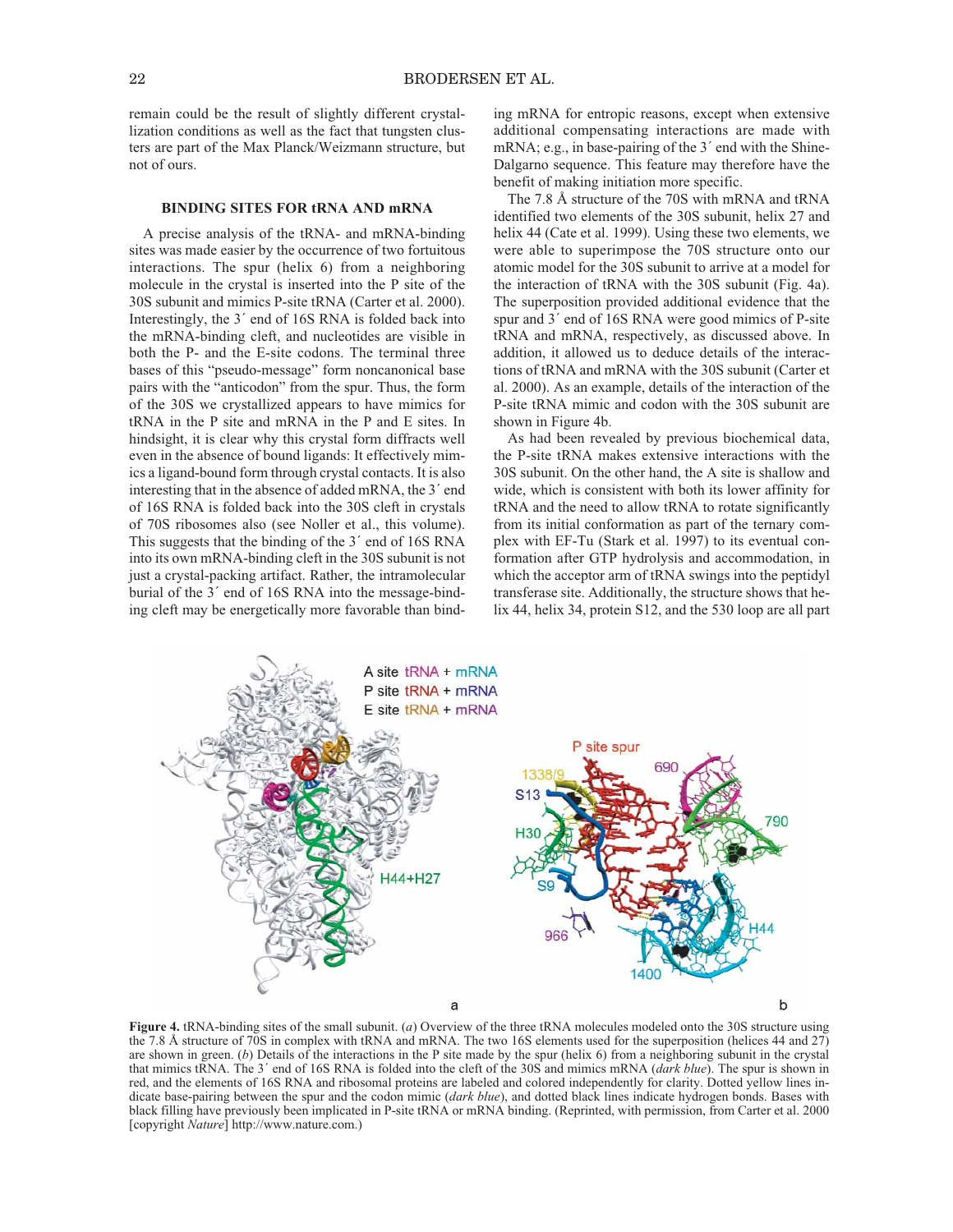remain could be the result of slightly different crystallization conditions as well as the fact that tungsten clusters are part of the Max Planck/Weizmann structure, but not of ours.

## BINDING SITES FOR tRNA AND mRNA

A precise analysis of the tRNA- and mRNA-binding sites was made easier by the occurrence of two fortuitous interactions. The spur (helix 6) from a neighboring molecule in the crystal is inserted into the P site of the 30S subunit and mimics P-site tRNA (Carter et al. 2000). Interestingly, the 3´ end of 16S RNA is folded back into the mRNA-binding cleft, and nucleotides are visible in both the P- and the E-site codons. The terminal three bases of this "pseudo-message" form noncanonical base pairs with the "anticodon" from the spur. Thus, the form of the 30S we crystallized appears to have mimics for tRNA in the P site and mRNA in the P and E sites. In hindsight, it is clear why this crystal form diffracts well even in the absence of bound ligands: It effectively mimics a ligand-bound form through crystal contacts. It is also interesting that in the absence of added mRNA, the 3´ end of 16S RNA is folded back into the 30S cleft in crystals of 70S ribosomes also (see Noller et al., this volume). This suggests that the binding of the 3´ end of 16S RNA into its own mRNA-binding cleft in the 30S subunit is not just a crystal-packing artifact. Rather, the intramolecular burial of the 3´ end of 16S RNA into the message-binding cleft may be energetically more favorable than binding mRNA for entropic reasons, except when extensive additional compensating interactions are made with mRNA; e.g., in base-pairing of the 3´ end with the Shine-Dalgarno sequence. This feature may therefore have the benefit of making initiation more specific.

The 7.8 Å structure of the 70S with mRNA and tRNA identified two elements of the 30S subunit, helix 27 and helix 44 (Cate et al. 1999). Using these two elements, we were able to superimpose the 70S structure onto our atomic model for the 30S subunit to arrive at a model for the interaction of tRNA with the 30S subunit (Fig. 4a). The superposition provided additional evidence that the spur and 3´ end of 16S RNA were good mimics of P-site tRNA and mRNA, respectively, as discussed above. In addition, it allowed us to deduce details of the interactions of tRNA and mRNA with the 30S subunit (Carter et al. 2000). As an example, details of the interaction of the P-site tRNA mimic and codon with the 30S subunit are shown in Figure 4b.

As had been revealed by previous biochemical data, the P-site tRNA makes extensive interactions with the 30S subunit. On the other hand, the A site is shallow and wide, which is consistent with both its lower affinity for tRNA and the need to allow tRNA to rotate significantly from its initial conformation as part of the ternary complex with EF-Tu (Stark et al. 1997) to its eventual conformation after GTP hydrolysis and accommodation, in which the acceptor arm of tRNA swings into the peptidyl transferase site. Additionally, the structure shows that helix 44, helix 34, protein S12, and the 530 loop are all part

**Figure 4.** tRNA-binding sites of the small subunit. (*a*) Overview of the three tRNA molecules modeled onto the 30S structure using the 7.8 Å structure of 70S in complex with tRNA and mRNA. The two 16S elements used for the superposition (helices 44 and 27) are shown in green. (*b*) Details of the interactions in the P site made by the spur (helix 6) from a neighboring subunit in the crystal that mimics tRNA. The 3´ end of 16S RNA is folded into the cleft of the 30S and mimics mRNA (*dark blue*). The spur is shown in red, and the elements of 16S RNA and ribosomal proteins are labeled and colored independently for clarity. Dotted yellow lines indicate base-pairing between the spur and the codon mimic (*dark blue*), and dotted black lines indicate hydrogen bonds. Bases with black filling have previously been implicated in P-site tRNA or mRNA binding. (Reprinted, with permission, from Carter et al. 2000 [copyright *Nature*] http://www.nature.com.)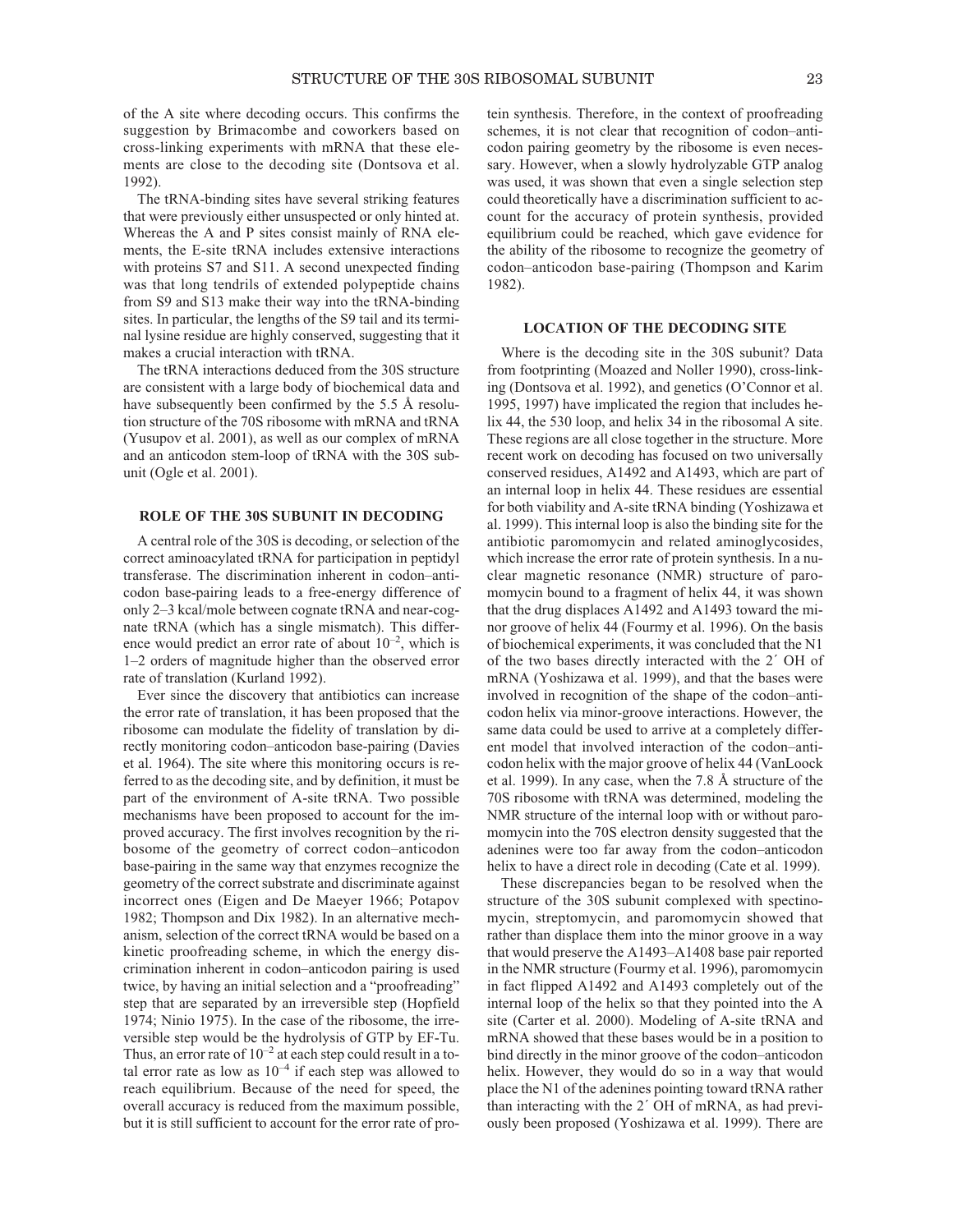of the A site where decoding occurs. This confirms the suggestion by Brimacombe and coworkers based on cross-linking experiments with mRNA that these elements are close to the decoding site (Dontsova et al. 1992).

The tRNA-binding sites have several striking features that were previously either unsuspected or only hinted at. Whereas the A and P sites consist mainly of RNA elements, the E-site tRNA includes extensive interactions with proteins S7 and S11. A second unexpected finding was that long tendrils of extended polypeptide chains from S9 and S13 make their way into the tRNA-binding sites. In particular, the lengths of the S9 tail and its terminal lysine residue are highly conserved, suggesting that it makes a crucial interaction with tRNA.

The tRNA interactions deduced from the 30S structure are consistent with a large body of biochemical data and have subsequently been confirmed by the 5.5 Å resolution structure of the 70S ribosome with mRNA and tRNA (Yusupov et al. 2001), as well as our complex of mRNA and an anticodon stem-loop of tRNA with the 30S subunit (Ogle et al. 2001).

## ROLE OF THE 30S SUBUNIT IN DECODING

A central role of the 30S is decoding, or selection of the correct aminoacylated tRNA for participation in peptidyl transferase. The discrimination inherent in codon–anticodon base-pairing leads to a free-energy difference of only 2–3 kcal/mole between cognate tRNA and near-cognate tRNA (which has a single mismatch). This difference would predict an error rate of about $10^{-2}$, which is 1–2 orders of magnitude higher than the observed error rate of translation (Kurland 1992).

Ever since the discovery that antibiotics can increase the error rate of translation, it has been proposed that the ribosome can modulate the fidelity of translation by directly monitoring codon–anticodon base-pairing (Davies et al. 1964). The site where this monitoring occurs is referred to as the decoding site, and by definition, it must be part of the environment of A-site tRNA. Two possible mechanisms have been proposed to account for the improved accuracy. The first involves recognition by the ribosome of the geometry of correct codon–anticodon base-pairing in the same way that enzymes recognize the geometry of the correct substrate and discriminate against incorrect ones (Eigen and De Maeyer 1966; Potapov 1982; Thompson and Dix 1982). In an alternative mechanism, selection of the correct tRNA would be based on a kinetic proofreading scheme, in which the energy discrimination inherent in codon–anticodon pairing is used twice, by having an initial selection and a "proofreading" step that are separated by an irreversible step (Hopfield 1974; Ninio 1975). In the case of the ribosome, the irreversible step would be the hydrolysis of GTP by EF-Tu. Thus, an error rate of $10^{-2}$ at each step could result in a total error rate as low as $10^{-4}$ if each step was allowed to reach equilibrium. Because of the need for speed, the overall accuracy is reduced from the maximum possible, but it is still sufficient to account for the error rate of protein synthesis. Therefore, in the context of proofreading schemes, it is not clear that recognition of codon–anticodon pairing geometry by the ribosome is even necessary. However, when a slowly hydrolyzable GTP analog was used, it was shown that even a single selection step could theoretically have a discrimination sufficient to account for the accuracy of protein synthesis, provided equilibrium could be reached, which gave evidence for the ability of the ribosome to recognize the geometry of codon–anticodon base-pairing (Thompson and Karim 1982).

## LOCATION OF THE DECODING SITE

Where is the decoding site in the 30S subunit? Data from footprinting (Moazed and Noller 1990), cross-linking (Dontsova et al. 1992), and genetics (O'Connor et al. 1995, 1997) have implicated the region that includes helix 44, the 530 loop, and helix 34 in the ribosomal A site. These regions are all close together in the structure. More recent work on decoding has focused on two universally conserved residues, A1492 and A1493, which are part of an internal loop in helix 44. These residues are essential for both viability and A-site tRNA binding (Yoshizawa et al. 1999). This internal loop is also the binding site for the antibiotic paromomycin and related aminoglycosides, which increase the error rate of protein synthesis. In a nuclear magnetic resonance (NMR) structure of paromomycin bound to a fragment of helix 44, it was shown that the drug displaces A1492 and A1493 toward the minor groove of helix 44 (Fourmy et al. 1996). On the basis of biochemical experiments, it was concluded that the N1 of the two bases directly interacted with the 2´ OH of mRNA (Yoshizawa et al. 1999), and that the bases were involved in recognition of the shape of the codon–anticodon helix via minor-groove interactions. However, the same data could be used to arrive at a completely different model that involved interaction of the codon–anticodon helix with the major groove of helix 44 (VanLoock et al. 1999). In any case, when the 7.8 Å structure of the 70S ribosome with tRNA was determined, modeling the NMR structure of the internal loop with or without paromomycin into the 70S electron density suggested that the adenines were too far away from the codon–anticodon helix to have a direct role in decoding (Cate et al. 1999).

These discrepancies began to be resolved when the structure of the 30S subunit complexed with spectinomycin, streptomycin, and paromomycin showed that rather than displace them into the minor groove in a way that would preserve the A1493–A1408 base pair reported in the NMR structure (Fourmy et al. 1996), paromomycin in fact flipped A1492 and A1493 completely out of the internal loop of the helix so that they pointed into the A site (Carter et al. 2000). Modeling of A-site tRNA and mRNA showed that these bases would be in a position to bind directly in the minor groove of the codon–anticodon helix. However, they would do so in a way that would place the N1 of the adenines pointing toward tRNA rather than interacting with the 2´ OH of mRNA, as had previously been proposed (Yoshizawa et al. 1999). There are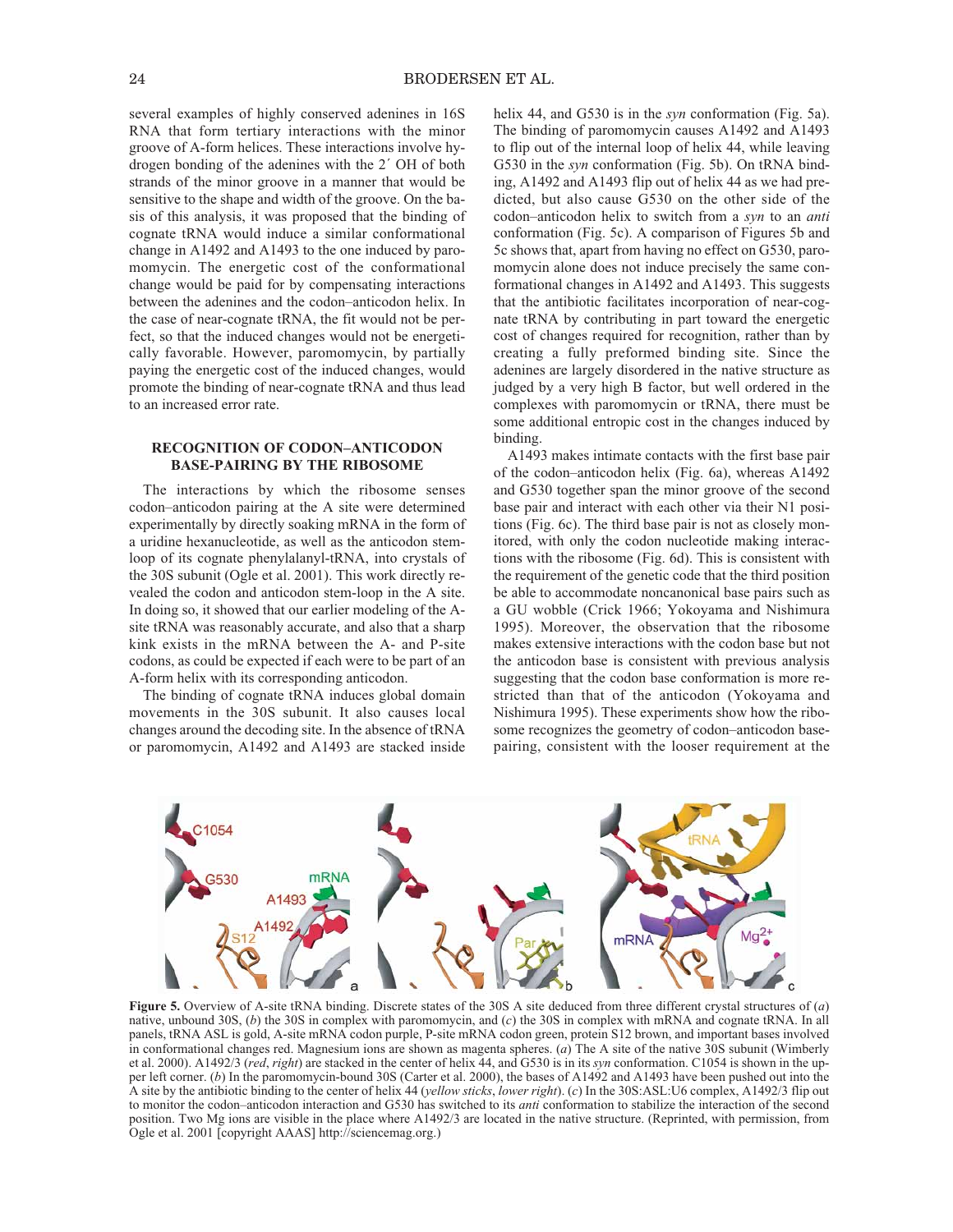several examples of highly conserved adenines in 16S RNA that form tertiary interactions with the minor groove of A-form helices. These interactions involve hydrogen bonding of the adenines with the 2′ OH of both strands of the minor groove in a manner that would be sensitive to the shape and width of the groove. On the basis of this analysis, it was proposed that the binding of cognate tRNA would induce a similar conformational change in A1492 and A1493 to the one induced by paromomycin. The energetic cost of the conformational change would be paid for by compensating interactions between the adenines and the codon–anticodon helix. In the case of near-cognate tRNA, the fit would not be perfect, so that the induced changes would not be energetically favorable. However, paromomycin, by partially paying the energetic cost of the induced changes, would promote the binding of near-cognate tRNA and thus lead to an increased error rate.

## RECOGNITION OF CODON–ANTICODON BASE-PAIRING BY THE RIBOSOME

The interactions by which the ribosome senses codon–anticodon pairing at the A site were determined experimentally by directly soaking mRNA in the form of a uridine hexanucleotide, as well as the anticodon stem-loop of its cognate phenylalanyl-tRNA, into crystals of the 30S subunit (Ogle et al. 2001). This work directly revealed the codon and anticodon stem-loop in the A site. In doing so, it showed that our earlier modeling of the A-site tRNA was reasonably accurate, and also that a sharp kink exists in the mRNA between the A- and P-site codons, as could be expected if each were to be part of an A-form helix with its corresponding anticodon.

The binding of cognate tRNA induces global domain movements in the 30S subunit. It also causes local changes around the decoding site. In the absence of tRNA or paromomycin, A1492 and A1493 are stacked inside helix 44, and G530 is in the *syn* conformation (Fig. 5a). The binding of paromomycin causes A1492 and A1493 to flip out of the internal loop of helix 44, while leaving G530 in the *syn* conformation (Fig. 5b). On tRNA binding, A1492 and A1493 flip out of helix 44 as we had predicted, but also cause G530 on the other side of the codon–anticodon helix to switch from a *syn* to an *anti* conformation (Fig. 5c). A comparison of Figures 5b and 5c shows that, apart from having no effect on G530, paromomycin alone does not induce precisely the same conformational changes in A1492 and A1493. This suggests that the antibiotic facilitates incorporation of near-cognate tRNA by contributing in part toward the energetic cost of changes required for recognition, rather than by creating a fully preformed binding site. Since the adenines are largely disordered in the native structure as judged by a very high B factor, but well ordered in the complexes with paromomycin or tRNA, there must be some additional entropic cost in the changes induced by binding.

A1493 makes intimate contacts with the first base pair of the codon–anticodon helix (Fig. 6a), whereas A1492 and G530 together span the minor groove of the second base pair and interact with each other via their N1 positions (Fig. 6c). The third base pair is not as closely monitored, with only the codon nucleotide making interactions with the ribosome (Fig. 6d). This is consistent with the requirement of the genetic code that the third position be able to accommodate noncanonical base pairs such as a GU wobble (Crick 1966; Yokoyama and Nishimura 1995). Moreover, the observation that the ribosome makes extensive interactions with the codon base but not the anticodon base is consistent with previous analysis suggesting that the codon base conformation is more restricted than that of the anticodon (Yokoyama and Nishimura 1995). These experiments show how the ribosome recognizes the geometry of codon–anticodon base-pairing, consistent with the looser requirement at the

**Figure 5.** Overview of A-site tRNA binding. Discrete states of the 30S A site deduced from three different crystal structures of (*a*) native, unbound 30S, (*b*) the 30S in complex with paromomycin, and (*c*) the 30S in complex with mRNA and cognate tRNA. In all panels, tRNA ASL is gold, A-site mRNA codon purple, P-site mRNA codon green, protein S12 brown, and important bases involved in conformational changes red. Magnesium ions are shown as magenta spheres. (*a*) The A site of the native 30S subunit (Wimberly et al. 2000). A1492/3 (*red*, *right*) are stacked in the center of helix 44, and G530 is in its *syn* conformation. C1054 is shown in the upper left corner. (*b*) In the paromomycin-bound 30S (Carter et al. 2000), the bases of A1492 and A1493 have been pushed out into the A site by the antibiotic binding to the center of helix 44 (*yellow sticks*, *lower right*). (*c*) In the 30S:ASL:U6 complex, A1492/3 flip out to monitor the codon–anticodon interaction and G530 has switched to its *anti* conformation to stabilize the interaction of the second position. Two Mg ions are visible in the place where A1492/3 are located in the native structure. (Reprinted, with permission, from Ogle et al. 2001 [copyright AAAS] http://sciencemag.org.)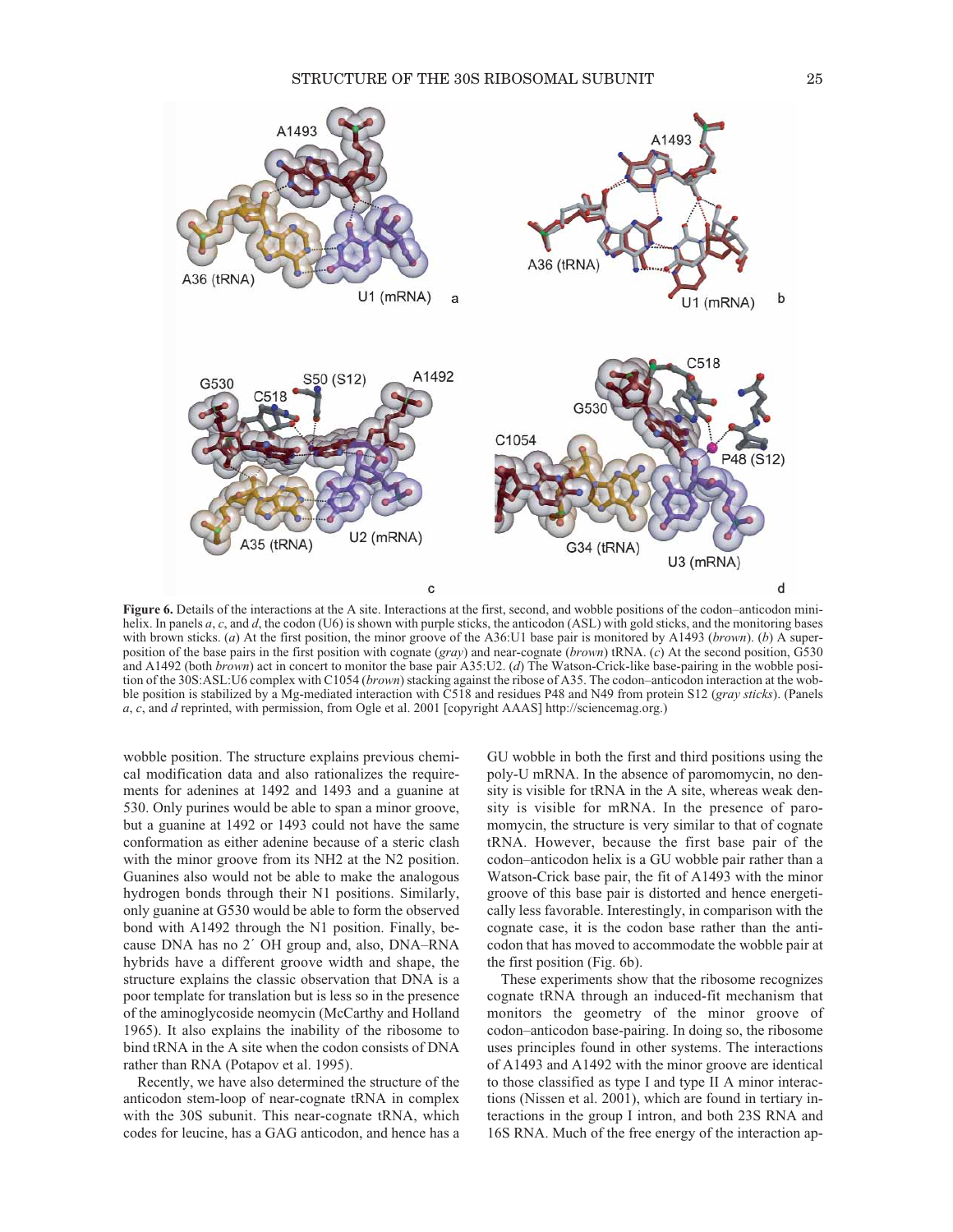**Figure 6.** Details of the interactions at the A site. Interactions at the first, second, and wobble positions of the codon–anticodon minihelix. In panels *a*, *c*, and *d*, the codon (U6) is shown with purple sticks, the anticodon (ASL) with gold sticks, and the monitoring bases with brown sticks. (*a*) At the first position, the minor groove of the A36:U1 base pair is monitored by A1493 (*brown*). (*b*) A superposition of the base pairs in the first position with cognate (*gray*) and near-cognate (*brown*) tRNA. (*c*) At the second position, G530 and A1492 (both *brown*) act in concert to monitor the base pair A35:U2. (*d*) The Watson-Crick-like base-pairing in the wobble position of the 30S:ASL:U6 complex with C1054 (*brown*) stacking against the ribose of A35. The codon–anticodon interaction at the wobble position is stabilized by a Mg-mediated interaction with C518 and residues P48 and N49 from protein S12 (*gray sticks*). (Panels *a*, *c*, and *d* reprinted, with permission, from Ogle et al. 2001 [copyright AAAS] http://sciencemag.org.)

wobble position. The structure explains previous chemical modification data and also rationalizes the requirements for adenines at 1492 and 1493 and a guanine at 530. Only purines would be able to span a minor groove, but a guanine at 1492 or 1493 could not have the same conformation as either adenine because of a steric clash with the minor groove from its NH2 at the N2 position. Guanines also would not be able to make the analogous hydrogen bonds through their N1 positions. Similarly, only guanine at G530 would be able to form the observed bond with A1492 through the N1 position. Finally, because DNA has no 2′ OH group and, also, DNA–RNA hybrids have a different groove width and shape, the structure explains the classic observation that DNA is a poor template for translation but is less so in the presence of the aminoglycoside neomycin (McCarthy and Holland 1965). It also explains the inability of the ribosome to bind tRNA in the A site when the codon consists of DNA rather than RNA (Potapov et al. 1995).

Recently, we have also determined the structure of the anticodon stem-loop of near-cognate tRNA in complex with the 30S subunit. This near-cognate tRNA, which codes for leucine, has a GAG anticodon, and hence has a GU wobble in both the first and third positions using the poly-U mRNA. In the absence of paromomycin, no density is visible for tRNA in the A site, whereas weak density is visible for mRNA. In the presence of paromomycin, the structure is very similar to that of cognate tRNA. However, because the first base pair of the codon–anticodon helix is a GU wobble pair rather than a Watson-Crick base pair, the fit of A1493 with the minor groove of this base pair is distorted and hence energetically less favorable. Interestingly, in comparison with the cognate case, it is the codon base rather than the anticodon that has moved to accommodate the wobble pair at the first position (Fig. 6b).

These experiments show that the ribosome recognizes cognate tRNA through an induced-fit mechanism that monitors the geometry of the minor groove of codon–anticodon base-pairing. In doing so, the ribosome uses principles found in other systems. The interactions of A1493 and A1492 with the minor groove are identical to those classified as type I and type II A minor interactions (Nissen et al. 2001), which are found in tertiary interactions in the group I intron, and both 23S RNA and 16S RNA. Much of the free energy of the interaction ap-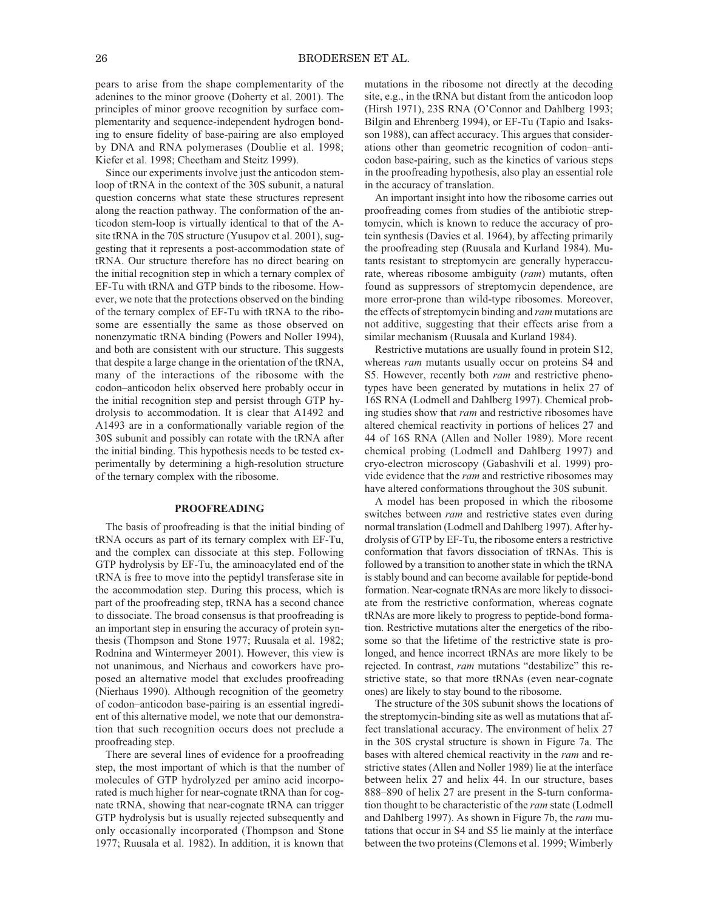pears to arise from the shape complementarity of the adenines to the minor groove (Doherty et al. 2001). The principles of minor groove recognition by surface complementarity and sequence-independent hydrogen bonding to ensure fidelity of base-pairing are also employed by DNA and RNA polymerases (Doublie et al. 1998; Kiefer et al. 1998; Cheetham and Steitz 1999).

Since our experiments involve just the anticodon stem-loop of tRNA in the context of the 30S subunit, a natural question concerns what state these structures represent along the reaction pathway. The conformation of the anticodon stem-loop is virtually identical to that of the A-site tRNA in the 70S structure (Yusupov et al. 2001), suggesting that it represents a post-accommodation state of tRNA. Our structure therefore has no direct bearing on the initial recognition step in which a ternary complex of EF-Tu with tRNA and GTP binds to the ribosome. However, we note that the protections observed on the binding of the ternary complex of EF-Tu with tRNA to the ribosome are essentially the same as those observed on nonenzymatic tRNA binding (Powers and Noller 1994), and both are consistent with our structure. This suggests that despite a large change in the orientation of the tRNA, many of the interactions of the ribosome with the codon–anticodon helix observed here probably occur in the initial recognition step and persist through GTP hydrolysis to accommodation. It is clear that A1492 and A1493 are in a conformationally variable region of the 30S subunit and possibly can rotate with the tRNA after the initial binding. This hypothesis needs to be tested experimentally by determining a high-resolution structure of the ternary complex with the ribosome.

## PROOFREADING

The basis of proofreading is that the initial binding of tRNA occurs as part of its ternary complex with EF-Tu, and the complex can dissociate at this step. Following GTP hydrolysis by EF-Tu, the aminoacylated end of the tRNA is free to move into the peptidyl transferase site in the accommodation step. During this process, which is part of the proofreading step, tRNA has a second chance to dissociate. The broad consensus is that proofreading is an important step in ensuring the accuracy of protein synthesis (Thompson and Stone 1977; Ruusala et al. 1982; Rodnina and Wintermeyer 2001). However, this view is not unanimous, and Nierhaus and coworkers have proposed an alternative model that excludes proofreading (Nierhaus 1990). Although recognition of the geometry of codon–anticodon base-pairing is an essential ingredient of this alternative model, we note that our demonstration that such recognition occurs does not preclude a proofreading step.

There are several lines of evidence for a proofreading step, the most important of which is that the number of molecules of GTP hydrolyzed per amino acid incorporated is much higher for near-cognate tRNA than for cognate tRNA, showing that near-cognate tRNA can trigger GTP hydrolysis but is usually rejected subsequently and only occasionally incorporated (Thompson and Stone 1977; Ruusala et al. 1982). In addition, it is known that mutations in the ribosome not directly at the decoding site, e.g., in the tRNA but distant from the anticodon loop (Hirsh 1971), 23S RNA (O'Connor and Dahlberg 1993; Bilgin and Ehrenberg 1994), or EF-Tu (Tapio and Isaksson 1988), can affect accuracy. This argues that considerations other than geometric recognition of codon–anticodon base-pairing, such as the kinetics of various steps in the proofreading hypothesis, also play an essential role in the accuracy of translation.

An important insight into how the ribosome carries out proofreading comes from studies of the antibiotic streptomycin, which is known to reduce the accuracy of protein synthesis (Davies et al. 1964), by affecting primarily the proofreading step (Ruusala and Kurland 1984). Mutants resistant to streptomycin are generally hyperaccurate, whereas ribosome ambiguity (*ram*) mutants, often found as suppressors of streptomycin dependence, are more error-prone than wild-type ribosomes. Moreover, the effects of streptomycin binding and *ram* mutations are not additive, suggesting that their effects arise from a similar mechanism (Ruusala and Kurland 1984).

Restrictive mutations are usually found in protein S12, whereas *ram* mutants usually occur on proteins S4 and S5. However, recently both *ram* and restrictive phenotypes have been generated by mutations in helix 27 of 16S RNA (Lodmell and Dahlberg 1997). Chemical probing studies show that *ram* and restrictive ribosomes have altered chemical reactivity in portions of helices 27 and 44 of 16S RNA (Allen and Noller 1989). More recent chemical probing (Lodmell and Dahlberg 1997) and cryo-electron microscopy (Gabashvili et al. 1999) provide evidence that the *ram* and restrictive ribosomes may have altered conformations throughout the 30S subunit.

A model has been proposed in which the ribosome switches between *ram* and restrictive states even during normal translation (Lodmell and Dahlberg 1997). After hydrolysis of GTP by EF-Tu, the ribosome enters a restrictive conformation that favors dissociation of tRNAs. This is followed by a transition to another state in which the tRNA is stably bound and can become available for peptide-bond formation. Near-cognate tRNAs are more likely to dissociate from the restrictive conformation, whereas cognate tRNAs are more likely to progress to peptide-bond formation. Restrictive mutations alter the energetics of the ribosome so that the lifetime of the restrictive state is prolonged, and hence incorrect tRNAs are more likely to be rejected. In contrast, *ram* mutations "destabilize" this restrictive state, so that more tRNAs (even near-cognate ones) are likely to stay bound to the ribosome.

The structure of the 30S subunit shows the locations of the streptomycin-binding site as well as mutations that affect translational accuracy. The environment of helix 27 in the 30S crystal structure is shown in Figure 7a. The bases with altered chemical reactivity in the *ram* and restrictive states (Allen and Noller 1989) lie at the interface between helix 27 and helix 44. In our structure, bases 888–890 of helix 27 are present in the S-turn conformation thought to be characteristic of the *ram* state (Lodmell and Dahlberg 1997). As shown in Figure 7b, the *ram* mutations that occur in S4 and S5 lie mainly at the interface between the two proteins (Clemons et al. 1999; Wimberly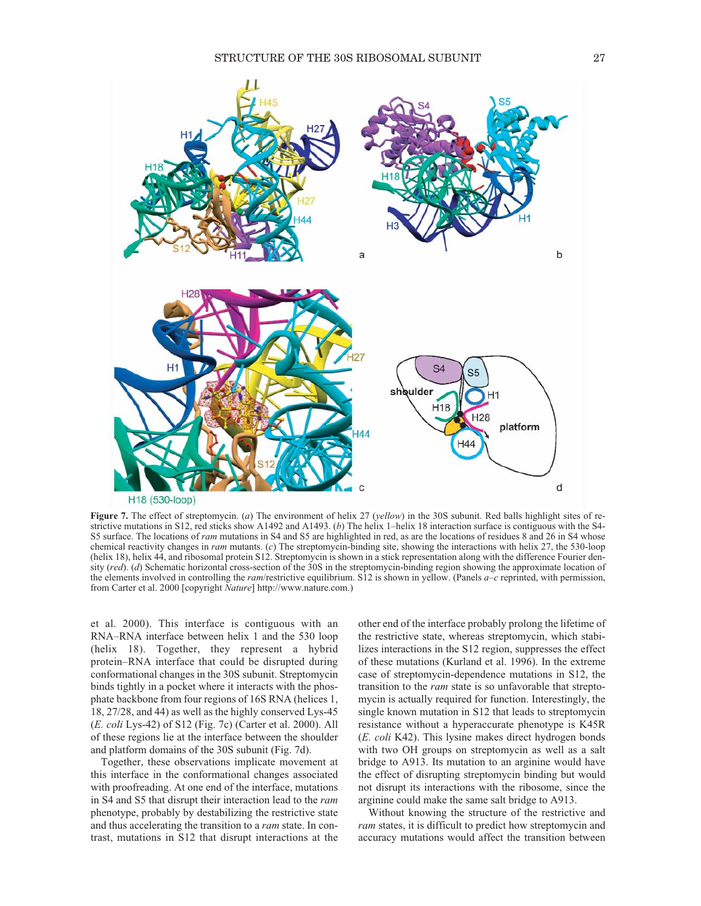**Figure 7.** The effect of streptomycin. (*a*) The environment of helix 27 (*yellow*) in the 30S subunit. Red balls highlight sites of restrictive mutations in S12, red sticks show A1492 and A1493. (*b*) The helix 1–helix 18 interaction surface is contiguous with the S4-S5 surface. The locations of *ram* mutations in S4 and S5 are highlighted in red, as are the locations of residues 8 and 26 in S4 whose chemical reactivity changes in *ram* mutants. (*c*) The streptomycin-binding site, showing the interactions with helix 27, the 530-loop (helix 18), helix 44, and ribosomal protein S12. Streptomycin is shown in a stick representation along with the difference Fourier density (*red*). (*d*) Schematic horizontal cross-section of the 30S in the streptomycin-binding region showing the approximate location of the elements involved in controlling the *ram*/restrictive equilibrium. S12 is shown in yellow. (Panels *a–c* reprinted, with permission, from Carter et al. 2000 [copyright *Nature*] http://www.nature.com.)

et al. 2000). This interface is contiguous with an RNA–RNA interface between helix 1 and the 530 loop (helix 18). Together, they represent a hybrid protein–RNA interface that could be disrupted during conformational changes in the 30S subunit. Streptomycin binds tightly in a pocket where it interacts with the phosphate backbone from four regions of 16S RNA (helices 1, 18, 27/28, and 44) as well as the highly conserved Lys-45 (*E. coli* Lys-42) of S12 (Fig. 7c) (Carter et al. 2000). All of these regions lie at the interface between the shoulder and platform domains of the 30S subunit (Fig. 7d).

Together, these observations implicate movement at this interface in the conformational changes associated with proofreading. At one end of the interface, mutations in S4 and S5 that disrupt their interaction lead to the *ram* phenotype, probably by destabilizing the restrictive state and thus accelerating the transition to a *ram* state. In contrast, mutations in S12 that disrupt interactions at the other end of the interface probably prolong the lifetime of the restrictive state, whereas streptomycin, which stabilizes interactions in the S12 region, suppresses the effect of these mutations (Kurland et al. 1996). In the extreme case of streptomycin-dependence mutations in S12, the transition to the *ram* state is so unfavorable that streptomycin is actually required for function. Interestingly, the single known mutation in S12 that leads to streptomycin resistance without a hyperaccurate phenotype is K45R (*E. coli* K42). This lysine makes direct hydrogen bonds with two OH groups on streptomycin as well as a salt bridge to A913. Its mutation to an arginine would have the effect of disrupting streptomycin binding but would not disrupt its interactions with the ribosome, since the arginine could make the same salt bridge to A913.

Without knowing the structure of the restrictive and *ram* states, it is difficult to predict how streptomycin and accuracy mutations would affect the transition between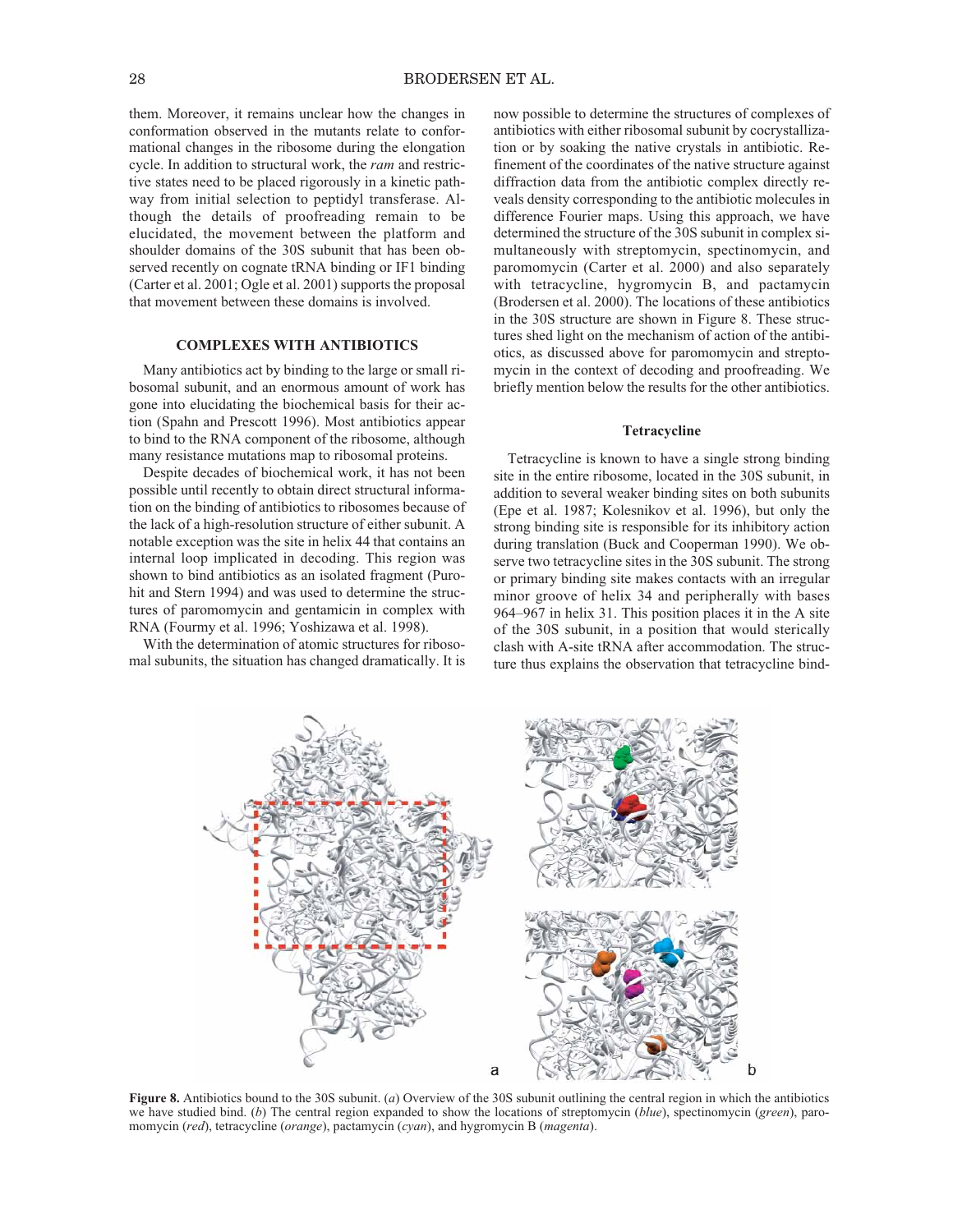them. Moreover, it remains unclear how the changes in conformation observed in the mutants relate to conformational changes in the ribosome during the elongation cycle. In addition to structural work, the *ram* and restrictive states need to be placed rigorously in a kinetic pathway from initial selection to peptidyl transferase. Although the details of proofreading remain to be elucidated, the movement between the platform and shoulder domains of the 30S subunit that has been observed recently on cognate tRNA binding or IF1 binding (Carter et al. 2001; Ogle et al. 2001) supports the proposal that movement between these domains is involved.

## COMPLEXES WITH ANTIBIOTICS

Many antibiotics act by binding to the large or small ribosomal subunit, and an enormous amount of work has gone into elucidating the biochemical basis for their action (Spahn and Prescott 1996). Most antibiotics appear to bind to the RNA component of the ribosome, although many resistance mutations map to ribosomal proteins.

Despite decades of biochemical work, it has not been possible until recently to obtain direct structural information on the binding of antibiotics to ribosomes because of the lack of a high-resolution structure of either subunit. A notable exception was the site in helix 44 that contains an internal loop implicated in decoding. This region was shown to bind antibiotics as an isolated fragment (Purohit and Stern 1994) and was used to determine the structures of paromomycin and gentamicin in complex with RNA (Fourmy et al. 1996; Yoshizawa et al. 1998).

With the determination of atomic structures for ribosomal subunits, the situation has changed dramatically. It is now possible to determine the structures of complexes of antibiotics with either ribosomal subunit by cocrystallization or by soaking the native crystals in antibiotic. Refinement of the coordinates of the native structure against diffraction data from the antibiotic complex directly reveals density corresponding to the antibiotic molecules in difference Fourier maps. Using this approach, we have determined the structure of the 30S subunit in complex simultaneously with streptomycin, spectinomycin, and paromomycin (Carter et al. 2000) and also separately with tetracycline, hygromycin B, and pactamycin (Brodersen et al. 2000). The locations of these antibiotics in the 30S structure are shown in Figure 8. These structures shed light on the mechanism of action of the antibiotics, as discussed above for paromomycin and streptomycin in the context of decoding and proofreading. We briefly mention below the results for the other antibiotics.

### Tetracycline

Tetracycline is known to have a single strong binding site in the entire ribosome, located in the 30S subunit, in addition to several weaker binding sites on both subunits (Epe et al. 1987; Kolesnikov et al. 1996), but only the strong binding site is responsible for its inhibitory action during translation (Buck and Cooperman 1990). We observe two tetracycline sites in the 30S subunit. The strong or primary binding site makes contacts with an irregular minor groove of helix 34 and peripherally with bases 964–967 in helix 31. This position places it in the A site of the 30S subunit, in a position that would sterically clash with A-site tRNA after accommodation. The structure thus explains the observation that tetracycline bind-

**Figure 8.** Antibiotics bound to the 30S subunit. (*a*) Overview of the 30S subunit outlining the central region in which the antibiotics we have studied bind. (*b*) The central region expanded to show the locations of streptomycin (*blue*), spectinomycin (*green*), paromomycin (*red*), tetracycline (*orange*), pactamycin (*cyan*), and hygromycin B (*magenta*).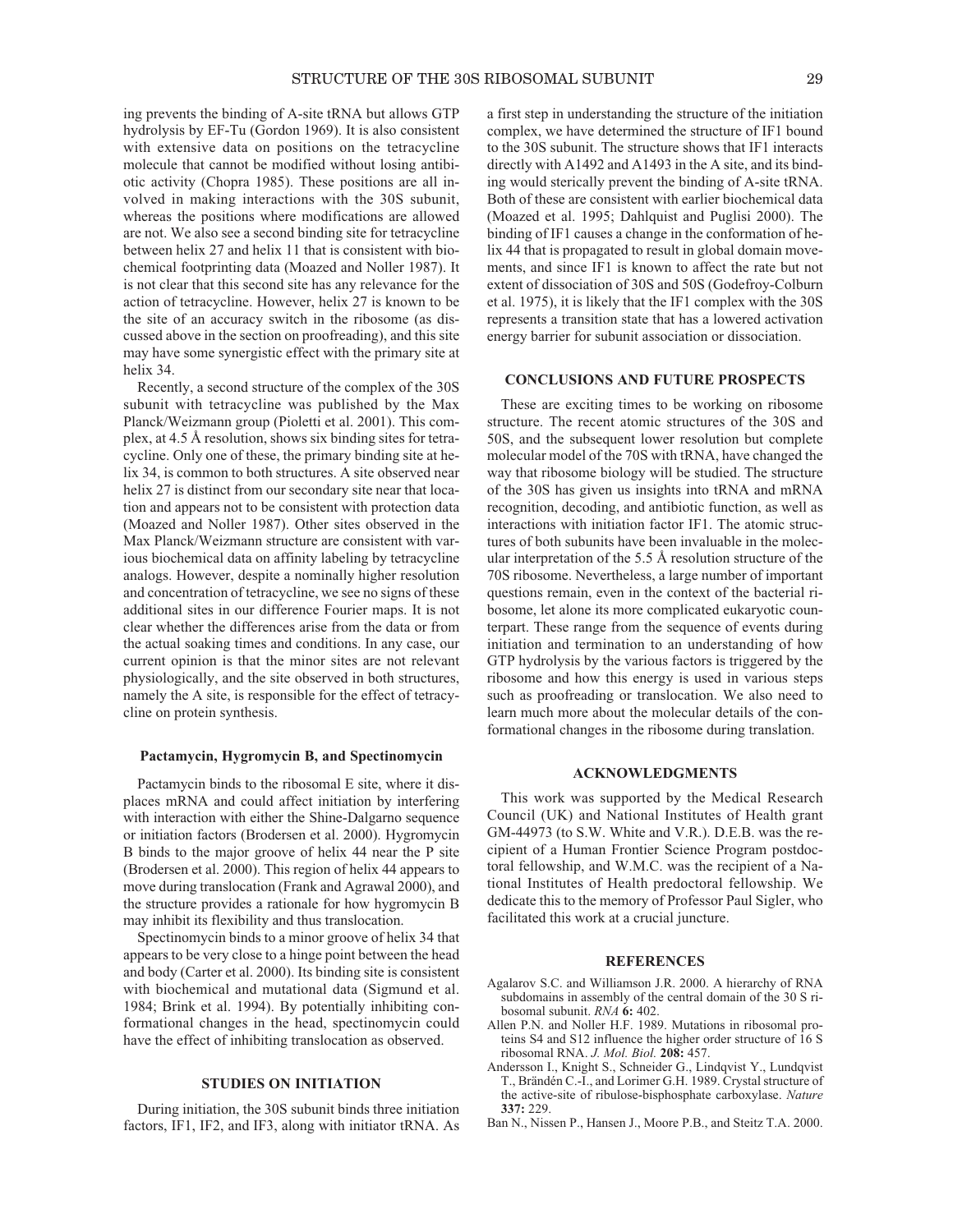ing prevents the binding of A-site tRNA but allows GTP hydrolysis by EF-Tu (Gordon 1969). It is also consistent with extensive data on positions on the tetracycline molecule that cannot be modified without losing antibiotic activity (Chopra 1985). These positions are all involved in making interactions with the 30S subunit, whereas the positions where modifications are allowed are not. We also see a second binding site for tetracycline between helix 27 and helix 11 that is consistent with biochemical footprinting data (Moazed and Noller 1987). It is not clear that this second site has any relevance for the action of tetracycline. However, helix 27 is known to be the site of an accuracy switch in the ribosome (as discussed above in the section on proofreading), and this site may have some synergistic effect with the primary site at helix 34.

Recently, a second structure of the complex of the 30S subunit with tetracycline was published by the Max Planck/Weizmann group (Pioletti et al. 2001). This complex, at 4.5 Å resolution, shows six binding sites for tetracycline. Only one of these, the primary binding site at helix 34, is common to both structures. A site observed near helix 27 is distinct from our secondary site near that location and appears not to be consistent with protection data (Moazed and Noller 1987). Other sites observed in the Max Planck/Weizmann structure are consistent with various biochemical data on affinity labeling by tetracycline analogs. However, despite a nominally higher resolution and concentration of tetracycline, we see no signs of these additional sites in our difference Fourier maps. It is not clear whether the differences arise from the data or from the actual soaking times and conditions. In any case, our current opinion is that the minor sites are not relevant physiologically, and the site observed in both structures, namely the A site, is responsible for the effect of tetracycline on protein synthesis.

#### Pactamycin, Hygromycin B, and Spectinomycin

Pactamycin binds to the ribosomal E site, where it displaces mRNA and could affect initiation by interfering with interaction with either the Shine-Dalgarno sequence or initiation factors (Brodersen et al. 2000). Hygromycin B binds to the major groove of helix 44 near the P site (Brodersen et al. 2000). This region of helix 44 appears to move during translocation (Frank and Agrawal 2000), and the structure provides a rationale for how hygromycin B may inhibit its flexibility and thus translocation.

Spectinomycin binds to a minor groove of helix 34 that appears to be very close to a hinge point between the head and body (Carter et al. 2000). Its binding site is consistent with biochemical and mutational data (Sigmund et al. 1984; Brink et al. 1994). By potentially inhibiting conformational changes in the head, spectinomycin could have the effect of inhibiting translocation as observed.

### STUDIES ON INITIATION

During initiation, the 30S subunit binds three initiation factors, IF1, IF2, and IF3, along with initiator tRNA. As a first step in understanding the structure of the initiation complex, we have determined the structure of IF1 bound to the 30S subunit. The structure shows that IF1 interacts directly with A1492 and A1493 in the A site, and its binding would sterically prevent the binding of A-site tRNA. Both of these are consistent with earlier biochemical data (Moazed et al. 1995; Dahlquist and Puglisi 2000). The binding of IF1 causes a change in the conformation of helix 44 that is propagated to result in global domain movements, and since IF1 is known to affect the rate but not extent of dissociation of 30S and 50S (Godefroy-Colburn et al. 1975), it is likely that the IF1 complex with the 30S represents a transition state that has a lowered activation energy barrier for subunit association or dissociation.

### CONCLUSIONS AND FUTURE PROSPECTS

These are exciting times to be working on ribosome structure. The recent atomic structures of the 30S and 50S, and the subsequent lower resolution but complete molecular model of the 70S with tRNA, have changed the way that ribosome biology will be studied. The structure of the 30S has given us insights into tRNA and mRNA recognition, decoding, and antibiotic function, as well as interactions with initiation factor IF1. The atomic structures of both subunits have been invaluable in the molecular interpretation of the 5.5 Å resolution structure of the 70S ribosome. Nevertheless, a large number of important questions remain, even in the context of the bacterial ribosome, let alone its more complicated eukaryotic counterpart. These range from the sequence of events during initiation and termination to an understanding of how GTP hydrolysis by the various factors is triggered by the ribosome and how this energy is used in various steps such as proofreading or translocation. We also need to learn much more about the molecular details of the conformational changes in the ribosome during translation.

### ACKNOWLEDGMENTS

This work was supported by the Medical Research Council (UK) and National Institutes of Health grant GM-44973 (to S.W. White and V.R.). D.E.B. was the recipient of a Human Frontier Science Program postdoctoral fellowship, and W.M.C. was the recipient of a National Institutes of Health predoctoral fellowship. We dedicate this to the memory of Professor Paul Sigler, who facilitated this work at a crucial juncture.

### REFERENCES

Agalarov S.C. and Williamson J.R. 2000. A hierarchy of RNA subdomains in assembly of the central domain of the 30 S ribosomal subunit. *RNA* **6:** 402.

Allen P.N. and Noller H.F. 1989. Mutations in ribosomal proteins S4 and S12 influence the higher order structure of 16 S ribosomal RNA. *J. Mol. Biol.* **208:** 457.

Andersson I., Knight S., Schneider G., Lindqvist Y., Lundqvist T., Brändén C.-I., and Lorimer G.H. 1989. Crystal structure of the active-site of ribulose-bisphosphate carboxylase. *Nature* **337:** 229.

Ban N., Nissen P., Hansen J., Moore P.B., and Steitz T.A. 2000.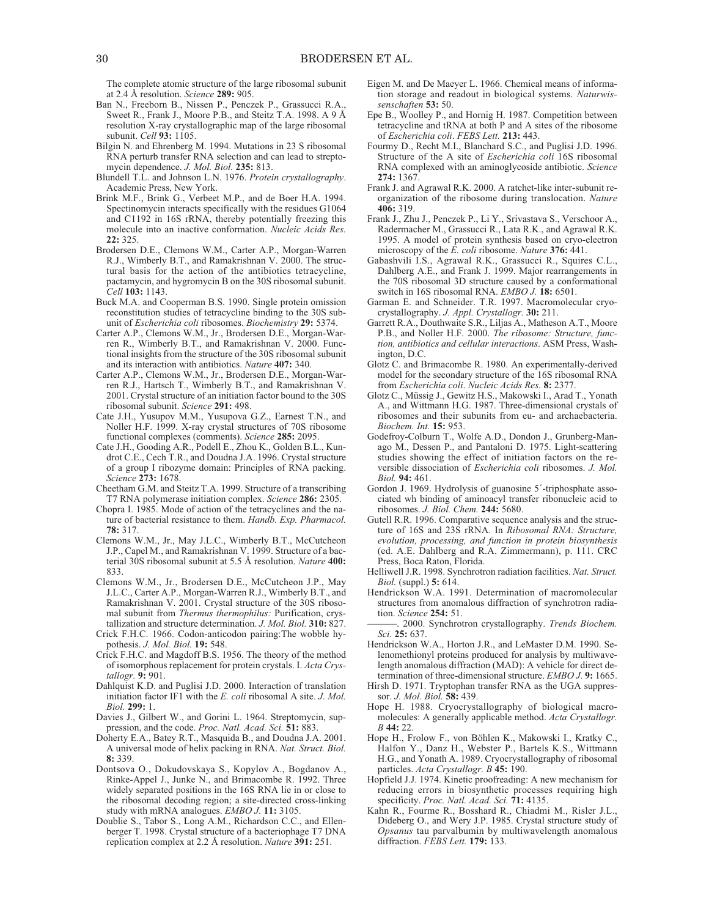The complete atomic structure of the large ribosomal subunit at 2.4 Å resolution. *Science* **289:** 905.

Ban N., Freeborn B., Nissen P., Penczek P., Grassucci R.A., Sweet R., Frank J., Moore P.B., and Steitz T.A. 1998. A 9 Å resolution X-ray crystallographic map of the large ribosomal subunit. *Cell* **93:** 1105.

Bilgin N. and Ehrenberg M. 1994. Mutations in 23 S ribosomal RNA perturb transfer RNA selection and can lead to streptomycin dependence. *J. Mol. Biol.* **235:** 813.

Blundell T.L. and Johnson L.N. 1976. *Protein crystallography*. Academic Press, New York.

Brink M.F., Brink G., Verbeet M.P., and de Boer H.A. 1994. Spectinomycin interacts specifically with the residues G1064 and C1192 in 16S rRNA, thereby potentially freezing this molecule into an inactive conformation. *Nucleic Acids Res.* **22:** 325.

Brodersen D.E., Clemons W.M., Carter A.P., Morgan-Warren R.J., Wimberly B.T., and Ramakrishnan V. 2000. The structural basis for the action of the antibiotics tetracycline, pactamycin, and hygromycin B on the 30S ribosomal subunit. *Cell* **103:** 1143.

Buck M.A. and Cooperman B.S. 1990. Single protein omission reconstitution studies of tetracycline binding to the 30S subunit of *Escherichia coli* ribosomes. *Biochemistry* **29:** 5374.

Carter A.P., Clemons W.M., Jr., Brodersen D.E., Morgan-Warren R., Wimberly B.T., and Ramakrishnan V. 2000. Functional insights from the structure of the 30S ribosomal subunit and its interaction with antibiotics. *Nature* **407:** 340.

Carter A.P., Clemons W.M., Jr., Brodersen D.E., Morgan-Warren R.J., Hartsch T., Wimberly B.T., and Ramakrishnan V. 2001. Crystal structure of an initiation factor bound to the 30S ribosomal subunit. *Science* **291:** 498.

Cate J.H., Yusupov M.M., Yusupova G.Z., Earnest T.N., and Noller H.F. 1999. X-ray crystal structures of 70S ribosome functional complexes (comments). *Science* **285:** 2095.

Cate J.H., Gooding A.R., Podell E., Zhou K., Golden B.L., Kundrot C.E., Cech T.R., and Doudna J.A. 1996. Crystal structure of a group I ribozyme domain: Principles of RNA packing. *Science* **273:** 1678.

Cheetham G.M. and Steitz T.A. 1999. Structure of a transcribing T7 RNA polymerase initiation complex. *Science* **286:** 2305.

Chopra I. 1985. Mode of action of the tetracyclines and the nature of bacterial resistance to them. *Handb. Exp. Pharmacol.* **78:** 317.

Clemons W.M., Jr., May J.L.C., Wimberly B.T., McCutcheon J.P., Capel M., and Ramakrishnan V. 1999. Structure of a bacterial 30S ribosomal subunit at 5.5 Å resolution. *Nature* **400:** 833.

Clemons W.M., Jr., Brodersen D.E., McCutcheon J.P., May J.L.C., Carter A.P., Morgan-Warren R.J., Wimberly B.T., and Ramakrishnan V. 2001. Crystal structure of the 30S ribosomal subunit from *Thermus thermophilus:* Purification, crystallization and structure determination. *J. Mol. Biol.* **310:** 827.

Crick F.H.C. 1966. Codon-anticodon pairing:The wobble hypothesis. *J. Mol. Biol.* **19:** 548.

Crick F.H.C. and Magdoff B.S. 1956. The theory of the method of isomorphous replacement for protein crystals. I. *Acta Crystallogr.* **9:** 901.

Dahlquist K.D. and Puglisi J.D. 2000. Interaction of translation initiation factor IF1 with the *E. coli* ribosomal A site. *J. Mol. Biol.* **299:** 1.

Davies J., Gilbert W., and Gorini L. 1964. Streptomycin, suppression, and the code. *Proc. Natl. Acad. Sci.* **51:** 883.

Doherty E.A., Batey R.T., Masquida B., and Doudna J.A. 2001. A universal mode of helix packing in RNA. *Nat. Struct. Biol.* **8:** 339.

Dontsova O., Dokudovskaya S., Kopylov A., Bogdanov A., Rinke-Appel J., Junke N., and Brimacombe R. 1992. Three widely separated positions in the 16S RNA lie in or close to the ribosomal decoding region; a site-directed cross-linking study with mRNA analogues. *EMBO J.* **11:** 3105.

Doublie S., Tabor S., Long A.M., Richardson C.C., and Ellenberger T. 1998. Crystal structure of a bacteriophage T7 DNA replication complex at 2.2 Å resolution. *Nature* **391:** 251.

Eigen M. and De Maeyer L. 1966. Chemical means of information storage and readout in biological systems. *Naturwissenschaften* **53:** 50.

Epe B., Woolley P., and Hornig H. 1987. Competition between tetracycline and tRNA at both P and A sites of the ribosome of *Escherichia coli*. *FEBS Lett.* **213:** 443.

Fourmy D., Recht M.I., Blanchard S.C., and Puglisi J.D. 1996. Structure of the A site of *Escherichia coli* 16S ribosomal RNA complexed with an aminoglycoside antibiotic. *Science* **274:** 1367.

Frank J. and Agrawal R.K. 2000. A ratchet-like inter-subunit reorganization of the ribosome during translocation. *Nature* **406:** 319.

Frank J., Zhu J., Penczek P., Li Y., Srivastava S., Verschoor A., Radermacher M., Grassucci R., Lata R.K., and Agrawal R.K. 1995. A model of protein synthesis based on cryo-electron microscopy of the *E. coli* ribosome. *Nature* **376:** 441.

Gabashvili I.S., Agrawal R.K., Grassucci R., Squires C.L., Dahlberg A.E., and Frank J. 1999. Major rearrangements in the 70S ribosomal 3D structure caused by a conformational switch in 16S ribosomal RNA. *EMBO J.* **18:** 6501.

Garman E. and Schneider. T.R. 1997. Macromolecular cryocrystallography. *J. Appl. Crystallogr.* **30:** 211.

Garrett R.A., Douthwaite S.R., Liljas A., Matheson A.T., Moore P.B., and Noller H.F. 2000. *The ribosome: Structure, function, antibiotics and cellular interactions*. ASM Press, Washington, D.C.

Glotz C. and Brimacombe R. 1980. An experimentally-derived model for the secondary structure of the 16S ribosomal RNA from *Escherichia coli*. *Nucleic Acids Res.* **8:** 2377.

Glotz C., Müssig J., Gewitz H.S., Makowski I., Arad T., Yonath A., and Wittmann H.G. 1987. Three-dimensional crystals of ribosomes and their subunits from eu- and archaebacteria. *Biochem. Int.* **15:** 953.

Godefroy-Colburn T., Wolfe A.D., Dondon J., Grunberg-Manago M., Dessen P., and Pantaloni D. 1975. Light-scattering studies showing the effect of initiation factors on the reversible dissociation of *Escherichia coli* ribosomes. *J. Mol. Biol.* **94:** 461.

Gordon J. 1969. Hydrolysis of guanosine 5´-triphosphate associated wh binding of aminoacyl transfer ribonucleic acid to ribosomes. *J. Biol. Chem.* **244:** 5680.

Gutell R.R. 1996. Comparative sequence analysis and the structure of 16S and 23S rRNA. In *Ribosomal RNA: Structure, evolution, processing, and function in protein biosynthesis* (ed. A.E. Dahlberg and R.A. Zimmermann), p. 111. CRC Press, Boca Raton, Florida.

Helliwell J.R. 1998. Synchrotron radiation facilities. *Nat. Struct. Biol.* (suppl.) **5:** 614.

Hendrickson W.A. 1991. Determination of macromolecular structures from anomalous diffraction of synchrotron radiation. *Science* **254:** 51.

———. 2000. Synchrotron crystallography. *Trends Biochem. Sci.* **25:** 637.

Hendrickson W.A., Horton J.R., and LeMaster D.M. 1990. Selenomethionyl proteins produced for analysis by multiwavelength anomalous diffraction (MAD): A vehicle for direct determination of three-dimensional structure. *EMBO J.* **9:** 1665.

Hirsh D. 1971. Tryptophan transfer RNA as the UGA suppressor. *J. Mol. Biol.* **58:** 439.

Hope H. 1988. Cryocrystallography of biological macromolecules: A generally applicable method. *Acta Crystallogr. B* **44:** 22.

Hope H., Frolow F., von Böhlen K., Makowski I., Kratky C., Halfon Y., Danz H., Webster P., Bartels K.S., Wittmann H.G., and Yonath A. 1989. Cryocrystallography of ribosomal particles. *Acta Crystallogr. B* **45:** 190.

Hopfield J.J. 1974. Kinetic proofreading: A new mechanism for reducing errors in biosynthetic processes requiring high specificity. *Proc. Natl. Acad. Sci.* **71:** 4135.

Kahn R., Fourme R., Bosshard R., Chiadmi M., Risler J.L., Dideberg O., and Wery J.P. 1985. Crystal structure study of *Opsanus* tau parvalbumin by multiwavelength anomalous diffraction. *FEBS Lett.* **179:** 133.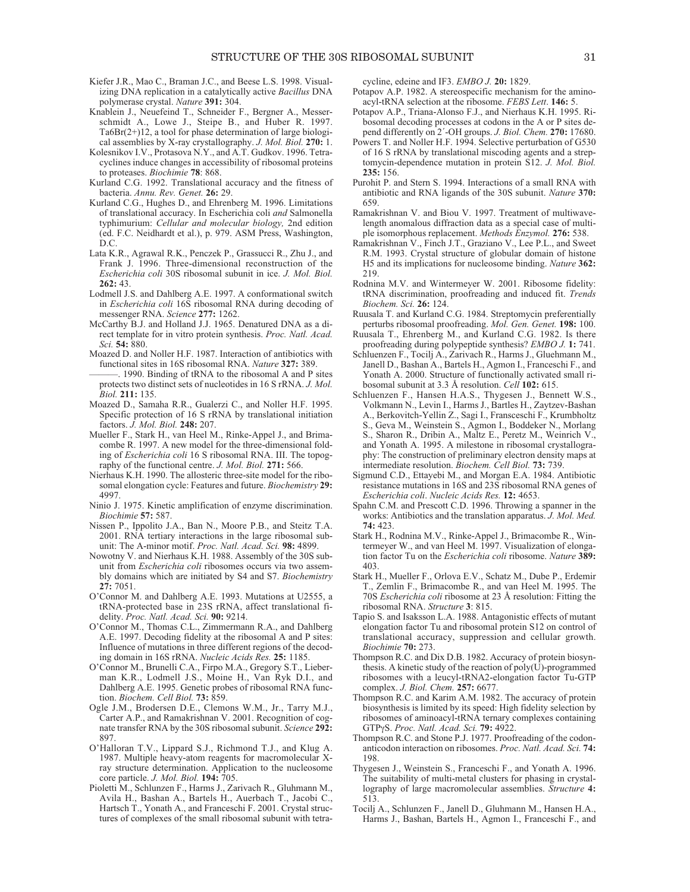Kiefer J.R., Mao C., Braman J.C., and Beese L.S. 1998. Visualizing DNA replication in a catalytically active *Bacillus* DNA polymerase crystal. *Nature* **391:** 304.

Knablein J., Neuefeind T., Schneider F., Bergner A., Messerschmidt A., Lowe J., Steipe B., and Huber R. 1997. Ta6Br(2+)12, a tool for phase determination of large biological assemblies by X-ray crystallography. *J. Mol. Biol.* **270:** 1.

Kolesnikov I.V., Protasova N.Y., and A.T. Gudkov. 1996. Tetracyclines induce changes in accessibility of ribosomal proteins to proteases. *Biochimie* **78**: 868.

Kurland C.G. 1992. Translational accuracy and the fitness of bacteria. *Annu. Rev. Genet.* **26:** 29.

Kurland C.G., Hughes D., and Ehrenberg M. 1996. Limitations of translational accuracy. In Escherichia coli *and* Salmonella typhimurium: *Cellular and molecular biology,* 2nd edition (ed. F.C. Neidhardt et al.), p. 979. ASM Press, Washington, D.C.

Lata K.R., Agrawal R.K., Penczek P., Grassucci R., Zhu J., and Frank J. 1996. Three-dimensional reconstruction of the *Escherichia coli* 30S ribosomal subunit in ice. *J. Mol. Biol.* **262:** 43.

Lodmell J.S. and Dahlberg A.E. 1997. A conformational switch in *Escherichia coli* 16S ribosomal RNA during decoding of messenger RNA. *Science* **277:** 1262.

McCarthy B.J. and Holland J.J. 1965. Denatured DNA as a direct template for in vitro protein synthesis. *Proc. Natl. Acad. Sci.* **54:** 880.

Moazed D. and Noller H.F. 1987. Interaction of antibiotics with functional sites in 16S ribosomal RNA. *Nature* **327:** 389.

———. 1990. Binding of tRNA to the ribosomal A and P sites protects two distinct sets of nucleotides in 16 S rRNA. *J. Mol. Biol.* **211:** 135.

Moazed D., Samaha R.R., Gualerzi C., and Noller H.F. 1995. Specific protection of 16 S rRNA by translational initiation factors. *J. Mol. Biol.* **248:** 207.

Mueller F., Stark H., van Heel M., Rinke-Appel J., and Brimacombe R. 1997. A new model for the three-dimensional folding of *Escherichia coli* 16 S ribosomal RNA. III. The topography of the functional centre. *J. Mol. Biol.* **271:** 566.

Nierhaus K.H. 1990. The allosteric three-site model for the ribosomal elongation cycle: Features and future. *Biochemistry* **29:** 4997.

Ninio J. 1975. Kinetic amplification of enzyme discrimination. *Biochimie* **57:** 587.

Nissen P., Ippolito J.A., Ban N., Moore P.B., and Steitz T.A. 2001. RNA tertiary interactions in the large ribosomal subunit: The A-minor motif. *Proc. Natl. Acad. Sci.* **98:** 4899.

Nowotny V. and Nierhaus K.H. 1988. Assembly of the 30S subunit from *Escherichia coli* ribosomes occurs via two assembly domains which are initiated by S4 and S7. *Biochemistry* **27:** 7051.

O'Connor M. and Dahlberg A.E. 1993. Mutations at U2555, a tRNA-protected base in 23S rRNA, affect translational fidelity. *Proc. Natl. Acad. Sci.* **90:** 9214.

O'Connor M., Thomas C.L., Zimmermann R.A., and Dahlberg A.E. 1997. Decoding fidelity at the ribosomal A and P sites: Influence of mutations in three different regions of the decoding domain in 16S rRNA. *Nucleic Acids Res.* **25:** 1185.

O'Connor M., Brunelli C.A., Firpo M.A., Gregory S.T., Lieberman K.R., Lodmell J.S., Moine H., Van Ryk D.I., and Dahlberg A.E. 1995. Genetic probes of ribosomal RNA function. *Biochem. Cell Biol.* **73:** 859.

Ogle J.M., Brodersen D.E., Clemons W.M., Jr., Tarry M.J., Carter A.P., and Ramakrishnan V. 2001. Recognition of cognate transfer RNA by the 30S ribosomal subunit. *Science* **292:** 897.

O'Halloran T.V., Lippard S.J., Richmond T.J., and Klug A. 1987. Multiple heavy-atom reagents for macromolecular X-ray structure determination. Application to the nucleosome core particle. *J. Mol. Biol.* **194:** 705.

Pioletti M., Schlunzen F., Harms J., Zarivach R., Gluhmann M., Avila H., Bashan A., Bartels H., Auerbach T., Jacobi C., Hartsch T., Yonath A., and Franceschi F. 2001. Crystal structures of complexes of the small ribosomal subunit with tetracycline, edeine and IF3. *EMBO J.* **20:** 1829.

Potapov A.P. 1982. A stereospecific mechanism for the aminoacyl-tRNA selection at the ribosome. *FEBS Lett*. **146:** 5.

Potapov A.P., Triana-Alonso F.J., and Nierhaus K.H. 1995. Ribosomal decoding processes at codons in the A or P sites depend differently on 2´-OH groups. *J. Biol. Chem.* **270:** 17680.

Powers T. and Noller H.F. 1994. Selective perturbation of G530 of 16 S rRNA by translational miscoding agents and a streptomycin-dependence mutation in protein S12. *J. Mol. Biol.* **235:** 156.

Purohit P. and Stern S. 1994. Interactions of a small RNA with antibiotic and RNA ligands of the 30S subunit. *Nature* **370:** 659.

Ramakrishnan V. and Biou V. 1997. Treatment of multiwavelength anomalous diffraction data as a special case of multiple isomorphous replacement. *Methods Enzymol.* **276:** 538.

Ramakrishnan V., Finch J.T., Graziano V., Lee P.L., and Sweet R.M. 1993. Crystal structure of globular domain of histone H5 and its implications for nucleosome binding. *Nature* **362:** 219.

Rodnina M.V. and Wintermeyer W. 2001. Ribosome fidelity: tRNA discrimination, proofreading and induced fit. *Trends Biochem. Sci.* **26:** 124.

Ruusala T. and Kurland C.G. 1984. Streptomycin preferentially perturbs ribosomal proofreading. *Mol. Gen. Genet.* **198:** 100.

Ruusala T., Ehrenberg M., and Kurland C.G. 1982. Is there proofreading during polypeptide synthesis? *EMBO J.* **1:** 741.

Schluenzen F., Tocilj A., Zarivach R., Harms J., Gluehmann M., Janell D., Bashan A., Bartels H., Agmon I., Franceschi F., and Yonath A. 2000. Structure of functionally activated small ribosomal subunit at 3.3 Å resolution. *Cell* **102:** 615.

Schluenzen F., Hansen H.A.S., Thygesen J., Bennett W.S., Volkmann N., Levin I., Harms J., Bartles H., Zaytzev-Bashan A., Berkovitch-Yellin Z., Sagi I., Fransceschi F., Krumbholtz S., Geva M., Weinstein S., Agmon I., Boddeker N., Morlang S., Sharon R., Dribin A., Maltz E., Peretz M., Weinrich V., and Yonath A. 1995. A milestone in ribosomal crystallography: The construction of preliminary electron density maps at intermediate resolution. *Biochem. Cell Biol.* **73:** 739.

Sigmund C.D., Ettayebi M., and Morgan E.A. 1984. Antibiotic resistance mutations in 16S and 23S ribosomal RNA genes of *Escherichia coli*. *Nucleic Acids Res.* **12:** 4653.

Spahn C.M. and Prescott C.D. 1996. Throwing a spanner in the works: Antibiotics and the translation apparatus. *J. Mol. Med.* **74:** 423.

Stark H., Rodnina M.V., Rinke-Appel J., Brimacombe R., Wintermeyer W., and van Heel M. 1997. Visualization of elongation factor Tu on the *Escherichia coli* ribosome. *Nature* **389:** 403.

Stark H., Mueller F., Orlova E.V., Schatz M., Dube P., Erdemir T., Zemlin F., Brimacombe R., and van Heel M. 1995. The 70S *Escherichia coli* ribosome at 23 Å resolution: Fitting the ribosomal RNA. *Structure* **3**: 815.

Tapio S. and Isaksson L.A. 1988. Antagonistic effects of mutant elongation factor Tu and ribosomal protein S12 on control of translational accuracy, suppression and cellular growth. *Biochimie* **70:** 273.

Thompson R.C. and Dix D.B. 1982. Accuracy of protein biosynthesis. A kinetic study of the reaction of poly(U)-programmed ribosomes with a leucyl-tRNA2-elongation factor Tu-GTP complex. *J. Biol. Chem.* **257:** 6677.

Thompson R.C. and Karim A.M. 1982. The accuracy of protein biosynthesis is limited by its speed: High fidelity selection by ribosomes of aminoacyl-tRNA ternary complexes containing GTPγS. *Proc. Natl. Acad. Sci.* **79:** 4922.

Thompson R.C. and Stone P.J. 1977. Proofreading of the codon-anticodon interaction on ribosomes. *Proc. Natl. Acad. Sci.* **74:** 198.

Thygesen J., Weinstein S., Franceschi F., and Yonath A. 1996. The suitability of multi-metal clusters for phasing in crystallography of large macromolecular assemblies. *Structure* **4:** 513.

Tocilj A., Schlunzen F., Janell D., Gluhmann M., Hansen H.A., Harms J., Bashan, Bartels H., Agmon I., Franceschi F., and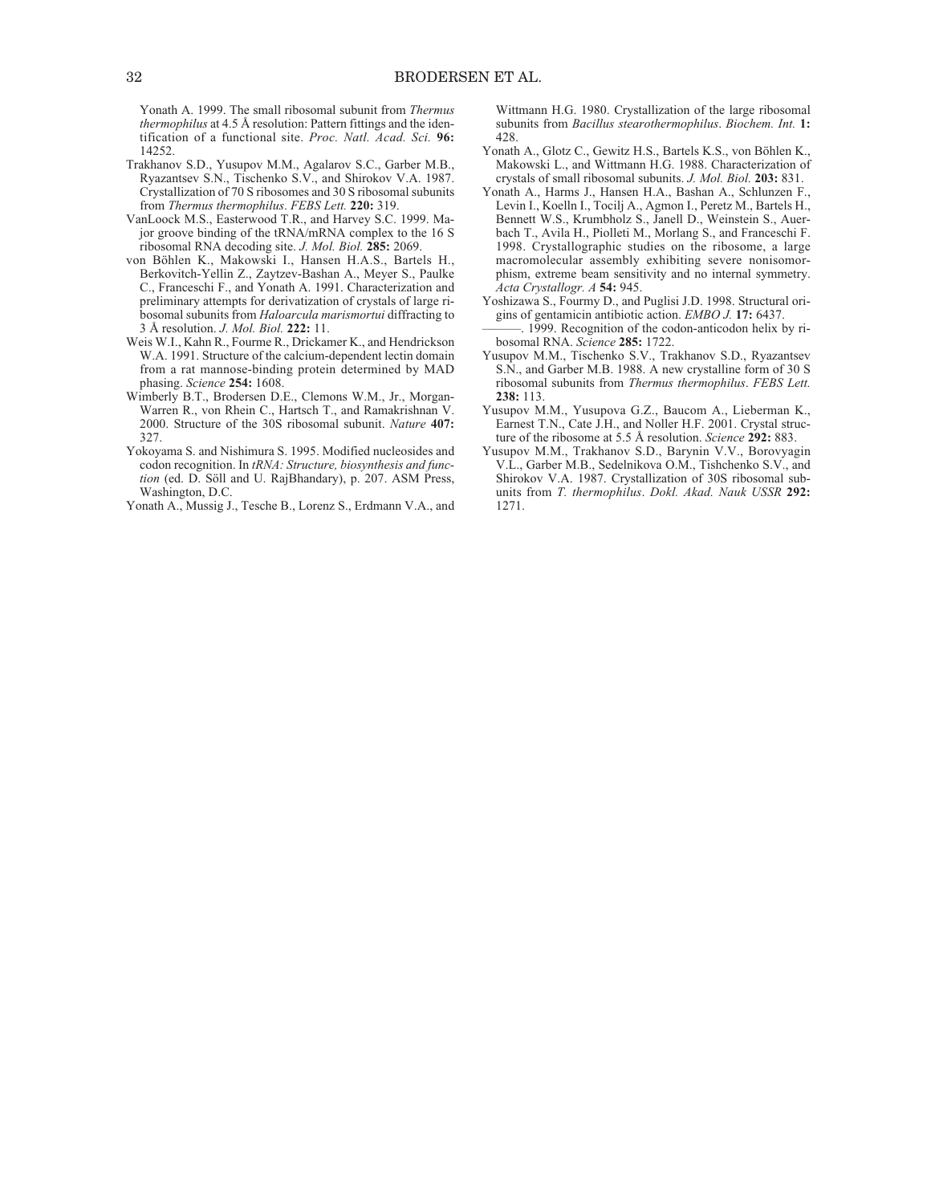Yonath A. 1999. The small ribosomal subunit from *Thermus thermophilus* at 4.5 Å resolution: Pattern fittings and the identification of a functional site. *Proc. Natl. Acad. Sci.* **96:** 14252.

Trakhanov S.D., Yusupov M.M., Agalarov S.C., Garber M.B., Ryazantsev S.N., Tischenko S.V., and Shirokov V.A. 1987. Crystallization of 70 S ribosomes and 30 S ribosomal subunits from *Thermus thermophilus*. *FEBS Lett.* **220:** 319.

VanLoock M.S., Easterwood T.R., and Harvey S.C. 1999. Major groove binding of the tRNA/mRNA complex to the 16 S ribosomal RNA decoding site. *J. Mol. Biol.* **285:** 2069.

von Böhlen K., Makowski I., Hansen H.A.S., Bartels H., Berkovitch-Yellin Z., Zaytzev-Bashan A., Meyer S., Paulke C., Franceschi F., and Yonath A. 1991. Characterization and preliminary attempts for derivatization of crystals of large ribosomal subunits from *Haloarcula marismortui* diffracting to 3 Å resolution. *J. Mol. Biol.* **222:** 11.

Weis W.I., Kahn R., Fourme R., Drickamer K., and Hendrickson W.A. 1991. Structure of the calcium-dependent lectin domain from a rat mannose-binding protein determined by MAD phasing. *Science* **254:** 1608.

Wimberly B.T., Brodersen D.E., Clemons W.M., Jr., Morgan-Warren R., von Rhein C., Hartsch T., and Ramakrishnan V. 2000. Structure of the 30S ribosomal subunit. *Nature* **407:** 327.

Yokoyama S. and Nishimura S. 1995. Modified nucleosides and codon recognition. In *tRNA: Structure, biosynthesis and function* (ed. D. Söll and U. RajBhandary), p. 207. ASM Press, Washington, D.C.

Yonath A., Mussig J., Tesche B., Lorenz S., Erdmann V.A., and Wittmann H.G. 1980. Crystallization of the large ribosomal subunits from *Bacillus stearothermophilus*. *Biochem. Int.* **1:** 428.

Yonath A., Glotz C., Gewitz H.S., Bartels K.S., von Böhlen K., Makowski L., and Wittmann H.G. 1988. Characterization of crystals of small ribosomal subunits. *J. Mol. Biol.* **203:** 831.

Yonath A., Harms J., Hansen H.A., Bashan A., Schlunzen F., Levin I., Koelln I., Tocilj A., Agmon I., Peretz M., Bartels H., Bennett W.S., Krumbholz S., Janell D., Weinstein S., Auerbach T., Avila H., Piolleti M., Morlang S., and Franceschi F. 1998. Crystallographic studies on the ribosome, a large macromolecular assembly exhibiting severe nonisomorphism, extreme beam sensitivity and no internal symmetry. *Acta Crystallogr. A* **54:** 945.

Yoshizawa S., Fourmy D., and Puglisi J.D. 1998. Structural origins of gentamicin antibiotic action. *EMBO J.* **17:** 6437.

———. 1999. Recognition of the codon-anticodon helix by ribosomal RNA. *Science* **285:** 1722.

Yusupov M.M., Tischenko S.V., Trakhanov S.D., Ryazantsev S.N., and Garber M.B. 1988. A new crystalline form of 30 S ribosomal subunits from *Thermus thermophilus*. *FEBS Lett.* **238:** 113.

Yusupov M.M., Yusupova G.Z., Baucom A., Lieberman K., Earnest T.N., Cate J.H., and Noller H.F. 2001. Crystal structure of the ribosome at 5.5 Å resolution. *Science* **292:** 883.

Yusupov M.M., Trakhanov S.D., Barynin V.V., Borovyagin V.L., Garber M.B., Sedelnikova O.M., Tishchenko S.V., and Shirokov V.A. 1987. Crystallization of 30S ribosomal subunits from *T. thermophilus*. *Dokl. Akad. Nauk USSR* **292:** 1271.